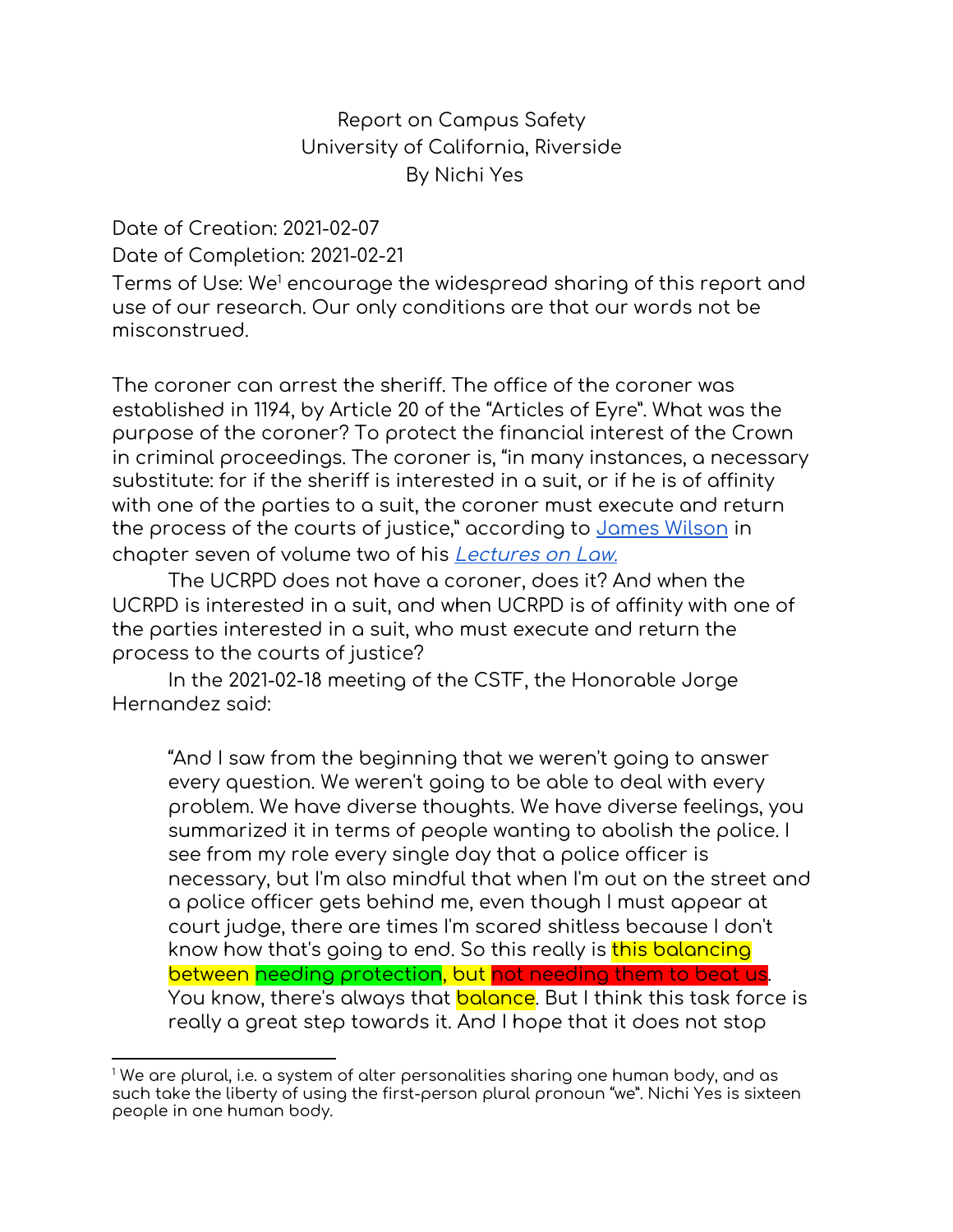Report on Campus Safety
University of California, Riverside
By Nichi Yes

Date of Creation: 2021-02-07
Date of Completion: 2021-02-21
Terms of Use: We[1] encourage the widespread sharing of this report and use of our research. Our only conditions are that our words not be misconstrued.

The coroner can arrest the sheriff. The office of the coroner was established in 1194, by Article 20 of the "Articles of Eyre". What was the purpose of the coroner? To protect the financial interest of the Crown in criminal proceedings. The coroner is, "in many instances, a necessary substitute: for if the sheriff is interested in a suit, or if he is of affinity with one of the parties to a suit, the coroner must execute and return the process of the courts of justice," according to [James Wilson]() in chapter seven of volume two of his [*Lectures on Law.*]()

The UCRPD does not have a coroner, does it? And when the UCRPD is interested in a suit, and when UCRPD is of affinity with one of the parties interested in a suit, who must execute and return the process to the courts of justice?

In the 2021-02-18 meeting of the CSTF, the Honorable Jorge Hernandez said:

> "And I saw from the beginning that we weren't going to answer every question. We weren't going to be able to deal with every problem. We have diverse thoughts. We have diverse feelings, you summarized it in terms of people wanting to abolish the police. I see from my role every single day that a police officer is necessary, but I'm also mindful that when I'm out on the street and a police officer gets behind me, even though I must appear at court judge, there are times I'm scared shitless because I don't know how that's going to end. So this really is this balancing between needing protection, but not needing them to beat us. You know, there's always that balance. But I think this task force is really a great step towards it. And I hope that it does not stop

[1] We are plural, i.e. a system of alter personalities sharing one human body, and as such take the liberty of using the first-person plural pronoun "we". Nichi Yes is sixteen people in one human body.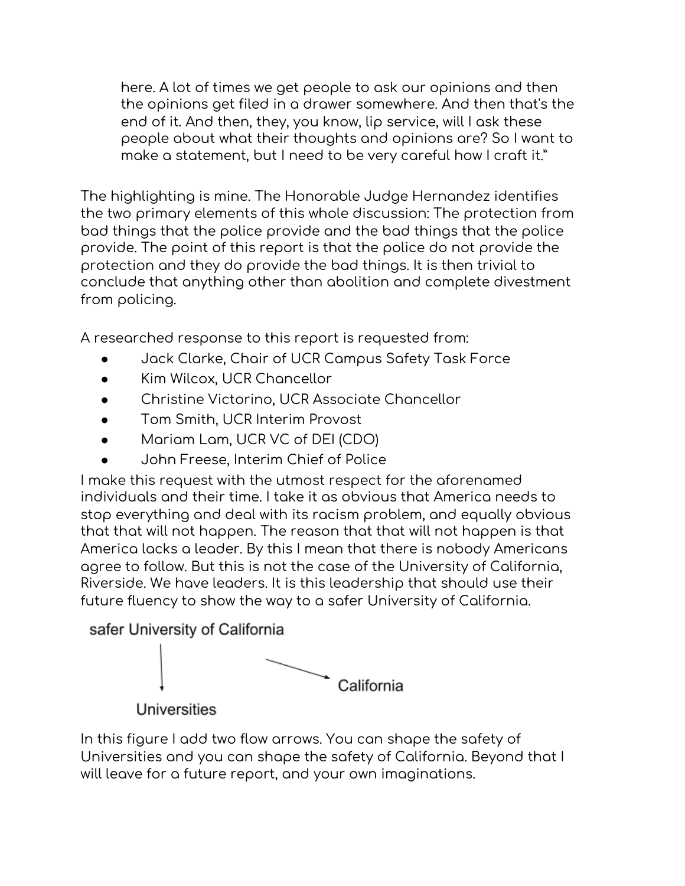> here. A lot of times we get people to ask our opinions and then the opinions get filed in a drawer somewhere. And then that's the end of it. And then, they, you know, lip service, will I ask these people about what their thoughts and opinions are? So I want to make a statement, but I need to be very careful how I craft it."

The highlighting is mine. The Honorable Judge Hernandez identifies the two primary elements of this whole discussion: The protection from bad things that the police provide and the bad things that the police provide. The point of this report is that the police do not provide the protection and they do provide the bad things. It is then trivial to conclude that anything other than abolition and complete divestment from policing.

A researched response to this report is requested from:

- Jack Clarke, Chair of UCR Campus Safety Task Force
- Kim Wilcox, UCR Chancellor
- Christine Victorino, UCR Associate Chancellor
- Tom Smith, UCR Interim Provost
- Mariam Lam, UCR VC of DEI (CDO)
- John Freese, Interim Chief of Police

I make this request with the utmost respect for the aforenamed individuals and their time. I take it as obvious that America needs to stop everything and deal with its racism problem, and equally obvious that that will not happen. The reason that that will not happen is that America lacks a leader. By this I mean that there is nobody Americans agree to follow. But this is not the case of the University of California, Riverside. We have leaders. It is this leadership that should use their future fluency to show the way to a safer University of California.

safer University of California → Universities
safer University of California → California

In this figure I add two flow arrows. You can shape the safety of Universities and you can shape the safety of California. Beyond that I will leave for a future report, and your own imaginations.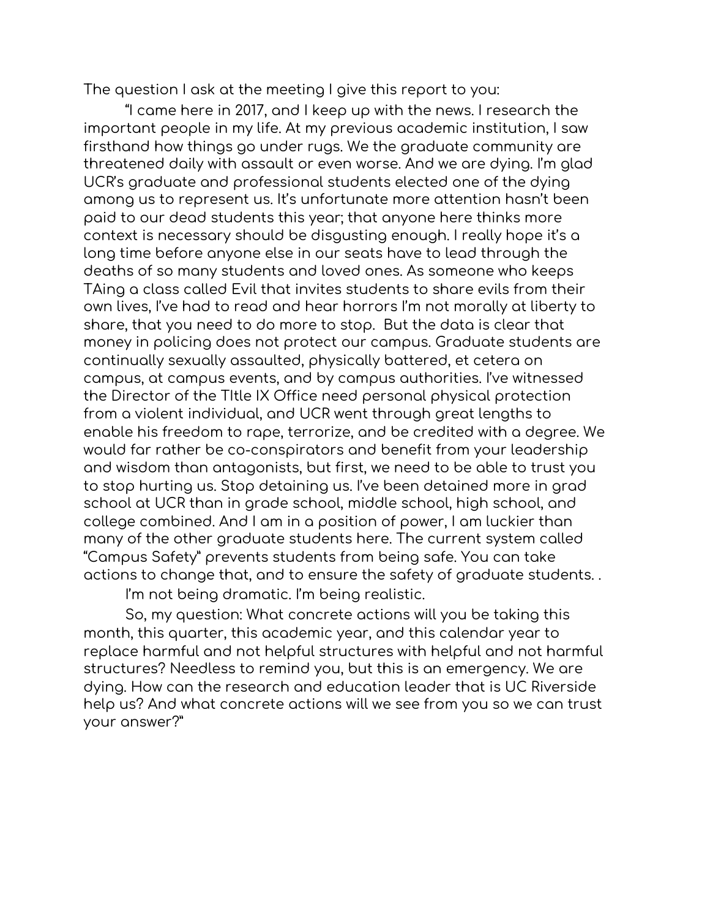The question I ask at the meeting I give this report to you:

"I came here in 2017, and I keep up with the news. I research the important people in my life. At my previous academic institution, I saw firsthand how things go under rugs. We the graduate community are threatened daily with assault or even worse. And we are dying. I'm glad UCR's graduate and professional students elected one of the dying among us to represent us. It's unfortunate more attention hasn't been paid to our dead students this year; that anyone here thinks more context is necessary should be disgusting enough. I really hope it's a long time before anyone else in our seats have to lead through the deaths of so many students and loved ones. As someone who keeps TAing a class called Evil that invites students to share evils from their own lives, I've had to read and hear horrors I'm not morally at liberty to share, that you need to do more to stop. But the data is clear that money in policing does not protect our campus. Graduate students are continually sexually assaulted, physically battered, et cetera on campus, at campus events, and by campus authorities. I've witnessed the Director of the TItle IX Office need personal physical protection from a violent individual, and UCR went through great lengths to enable his freedom to rape, terrorize, and be credited with a degree. We would far rather be co-conspirators and benefit from your leadership and wisdom than antagonists, but first, we need to be able to trust you to stop hurting us. Stop detaining us. I've been detained more in grad school at UCR than in grade school, middle school, high school, and college combined. And I am in a position of power, I am luckier than many of the other graduate students here. The current system called "Campus Safety" prevents students from being safe. You can take actions to change that, and to ensure the safety of graduate students. .

I'm not being dramatic. I'm being realistic.

So, my question: What concrete actions will you be taking this month, this quarter, this academic year, and this calendar year to replace harmful and not helpful structures with helpful and not harmful structures? Needless to remind you, but this is an emergency. We are dying. How can the research and education leader that is UC Riverside help us? And what concrete actions will we see from you so we can trust your answer?"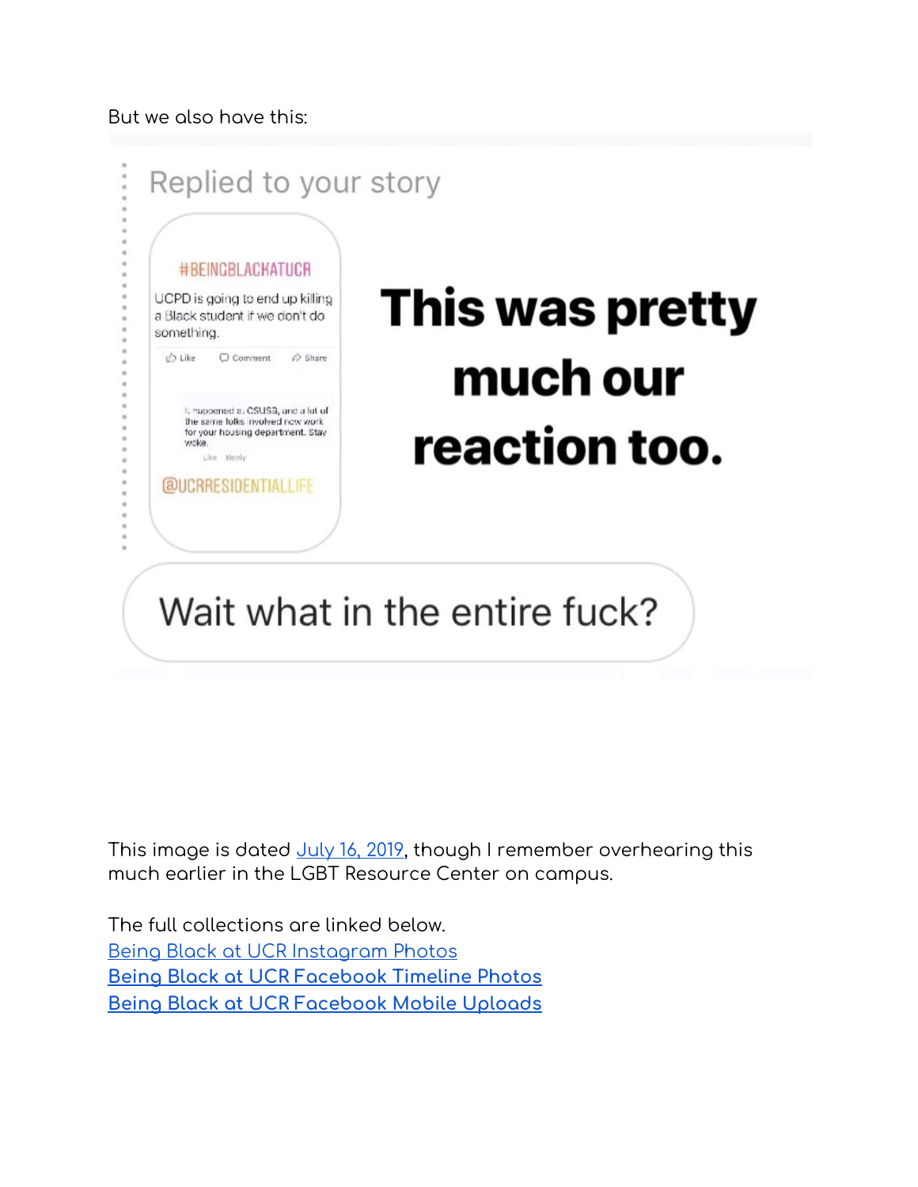But we also have this:

Replied to your story

#BEINGBLACKATUCR

UCPD is going to end up killing a Black student if we don't do something.

Like Comment Share

I supported a CSUSB, and a lot of the same folks involved now work for your housing department. Stay woke.

Like Reply

@UCRRESIDENTIALLIFE

**This was pretty much our reaction too.**

Wait what in the entire fuck?

This image is dated [July 16, 2019](), though I remember overhearing this much earlier in the LGBT Resource Center on campus.

The full collections are linked below.

[Being Black at UCR Instagram Photos]()

[Being Black at UCR Facebook Timeline Photos]()

[Being Black at UCR Facebook Mobile Uploads]()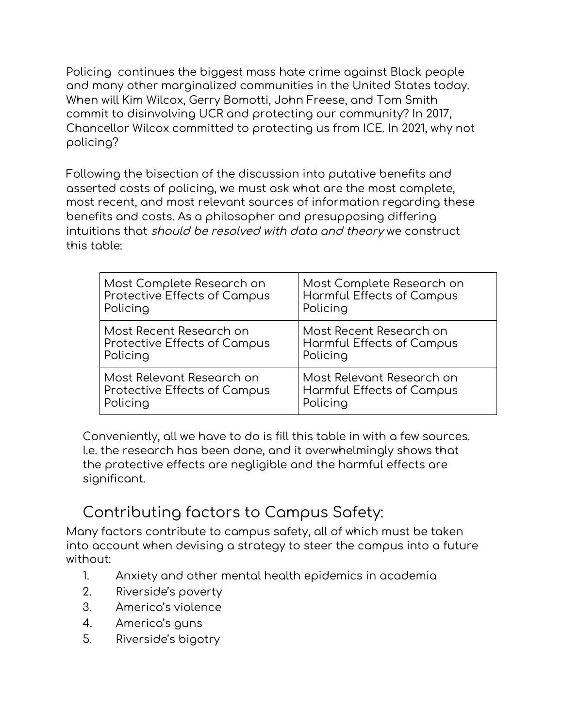Policing continues the biggest mass hate crime against Black people and many other marginalized communities in the United States today. When will Kim Wilcox, Gerry Bomotti, John Freese, and Tom Smith commit to disinvolving UCR and protecting our community? In 2017, Chancellor Wilcox committed to protecting us from ICE. In 2021, why not policing?

Following the bisection of the discussion into putative benefits and asserted costs of policing, we must ask what are the most complete, most recent, and most relevant sources of information regarding these benefits and costs. As a philosopher and presupposing differing intuitions that *should be resolved with data and theory* we construct this table:

| Most Complete Research on Protective Effects of Campus Policing | Most Complete Research on Harmful Effects of Campus Policing |
|---|---|
| Most Recent Research on Protective Effects of Campus Policing | Most Recent Research on Harmful Effects of Campus Policing |
| Most Relevant Research on Protective Effects of Campus Policing | Most Relevant Research on Harmful Effects of Campus Policing |

Conveniently, all we have to do is fill this table in with a few sources. I.e. the research has been done, and it overwhelmingly shows that the protective effects are negligible and the harmful effects are significant.

## Contributing factors to Campus Safety:

Many factors contribute to campus safety, all of which must be taken into account when devising a strategy to steer the campus into a future without:

1. Anxiety and other mental health epidemics in academia
2. Riverside's poverty
3. America's violence
4. America's guns
5. Riverside's bigotry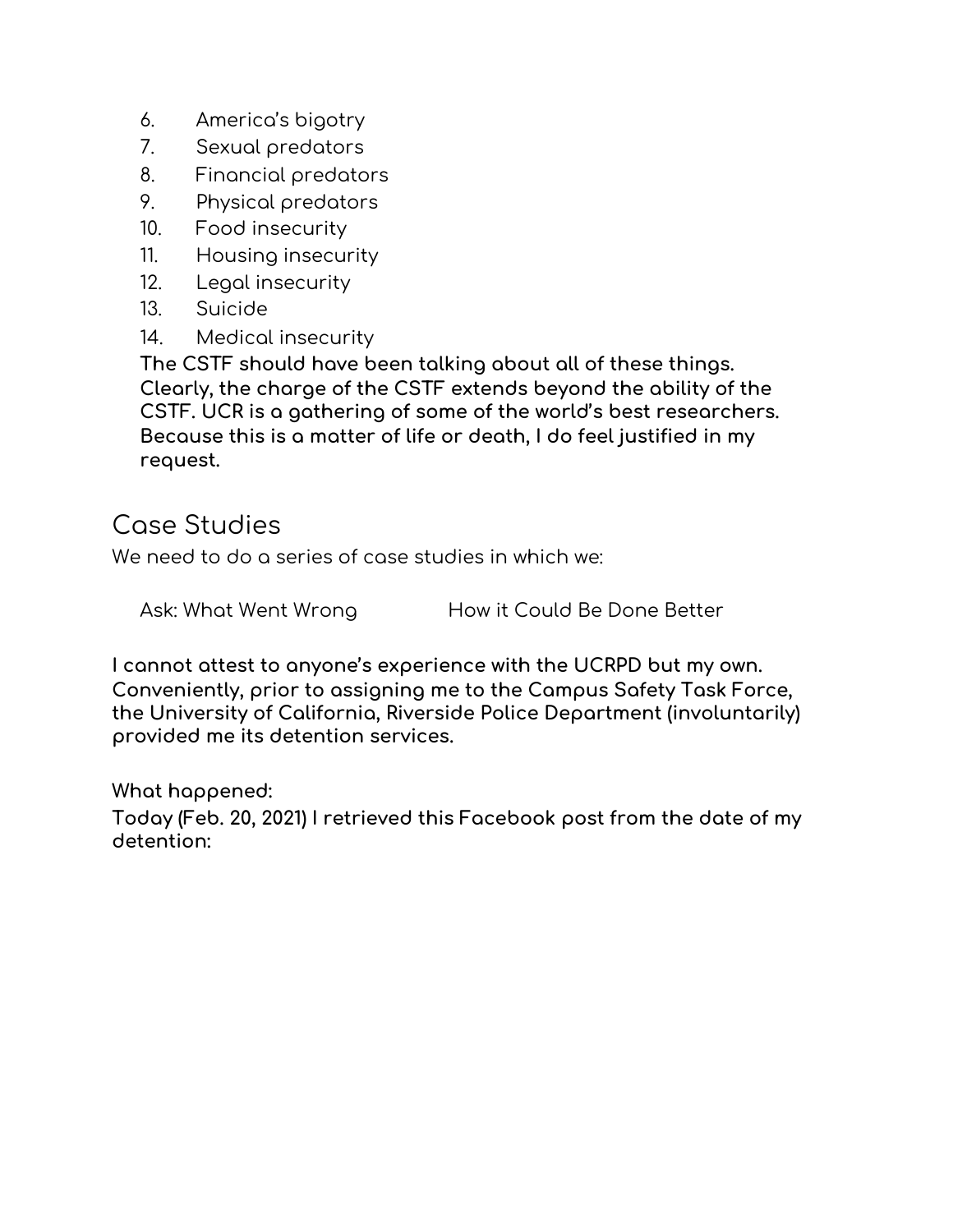6. America's bigotry
7. Sexual predators
8. Financial predators
9. Physical predators
10. Food insecurity
11. Housing insecurity
12. Legal insecurity
13. Suicide
14. Medical insecurity

**The CSTF should have been talking about all of these things. Clearly, the charge of the CSTF extends beyond the ability of the CSTF. UCR is a gathering of some of the world's best researchers. Because this is a matter of life or death, I do feel justified in my request.**

## Case Studies

We need to do a series of case studies in which we:

Ask: What Went Wrong How it Could Be Done Better

**I cannot attest to anyone's experience with the UCRPD but my own. Conveniently, prior to assigning me to the Campus Safety Task Force, the University of California, Riverside Police Department (involuntarily) provided me its detention services.**

**What happened:**

**Today (Feb. 20, 2021) I retrieved this Facebook post from the date of my detention:**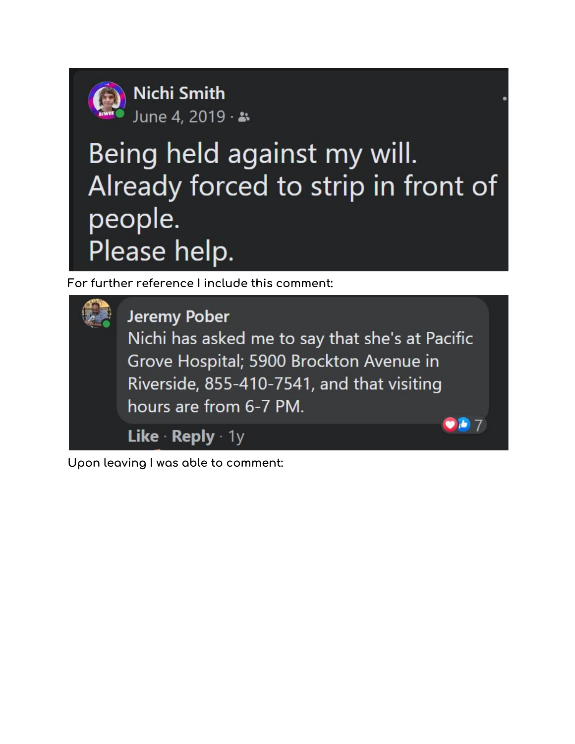Nichi Smith
June 4, 2019 ·

Being held against my will.
Already forced to strip in front of people.
Please help.

For further reference I include this comment:

Jeremy Pober
Nichi has asked me to say that she's at Pacific Grove Hospital; 5900 Brockton Avenue in Riverside, 855-410-7541, and that visiting hours are from 6-7 PM.

Like · Reply · 1y

7

Upon leaving I was able to comment: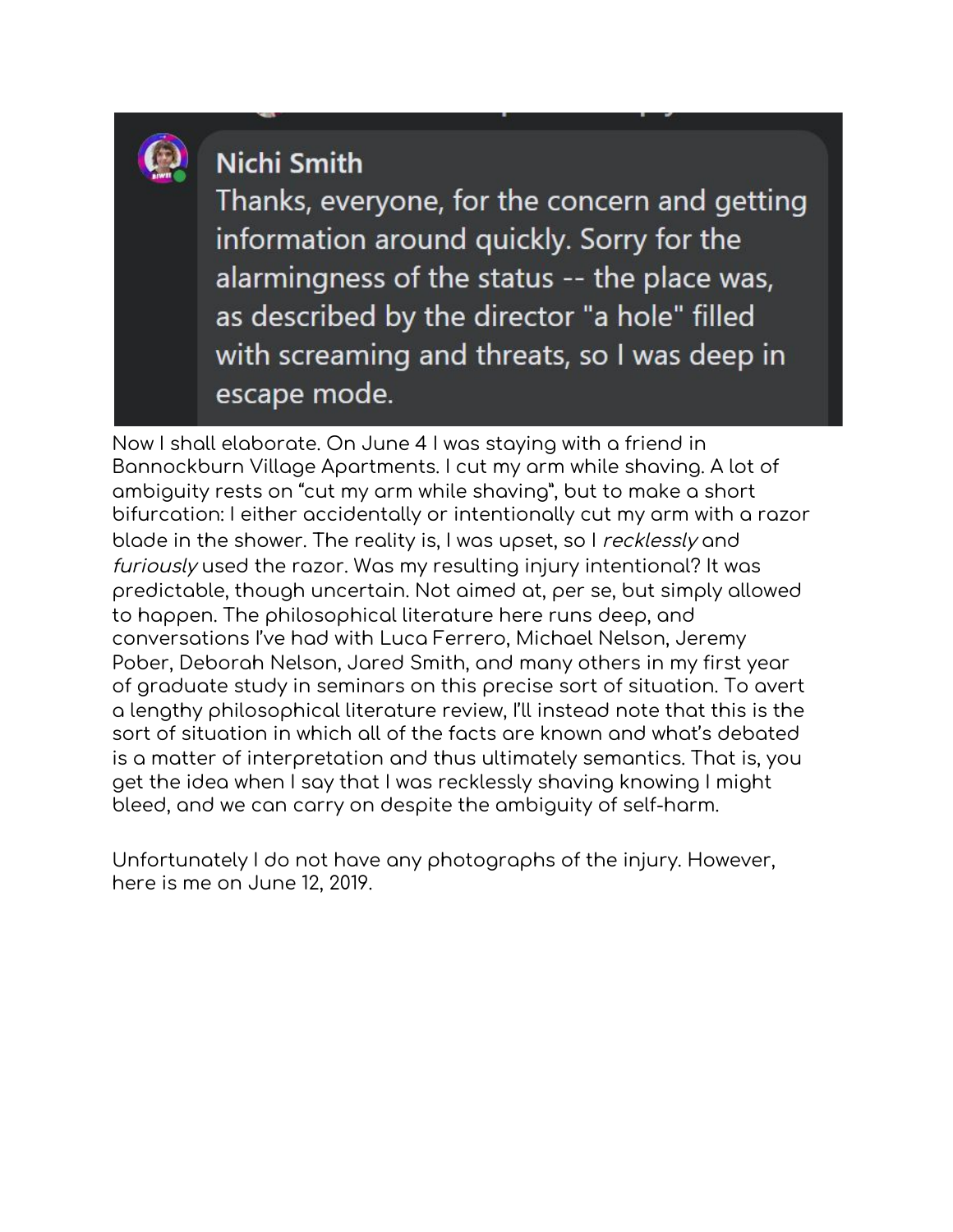**Nichi Smith**
Thanks, everyone, for the concern and getting information around quickly. Sorry for the alarmingness of the status -- the place was, as described by the director "a hole" filled with screaming and threats, so I was deep in escape mode.

Now I shall elaborate. On June 4 I was staying with a friend in Bannockburn Village Apartments. I cut my arm while shaving. A lot of ambiguity rests on "cut my arm while shaving", but to make a short bifurcation: I either accidentally or intentionally cut my arm with a razor blade in the shower. The reality is, I was upset, so I *recklessly* and *furiously* used the razor. Was my resulting injury intentional? It was predictable, though uncertain. Not aimed at, per se, but simply allowed to happen. The philosophical literature here runs deep, and conversations I've had with Luca Ferrero, Michael Nelson, Jeremy Pober, Deborah Nelson, Jared Smith, and many others in my first year of graduate study in seminars on this precise sort of situation. To avert a lengthy philosophical literature review, I'll instead note that this is the sort of situation in which all of the facts are known and what's debated is a matter of interpretation and thus ultimately semantics. That is, you get the idea when I say that I was recklessly shaving knowing I might bleed, and we can carry on despite the ambiguity of self-harm.

Unfortunately I do not have any photographs of the injury. However, here is me on June 12, 2019.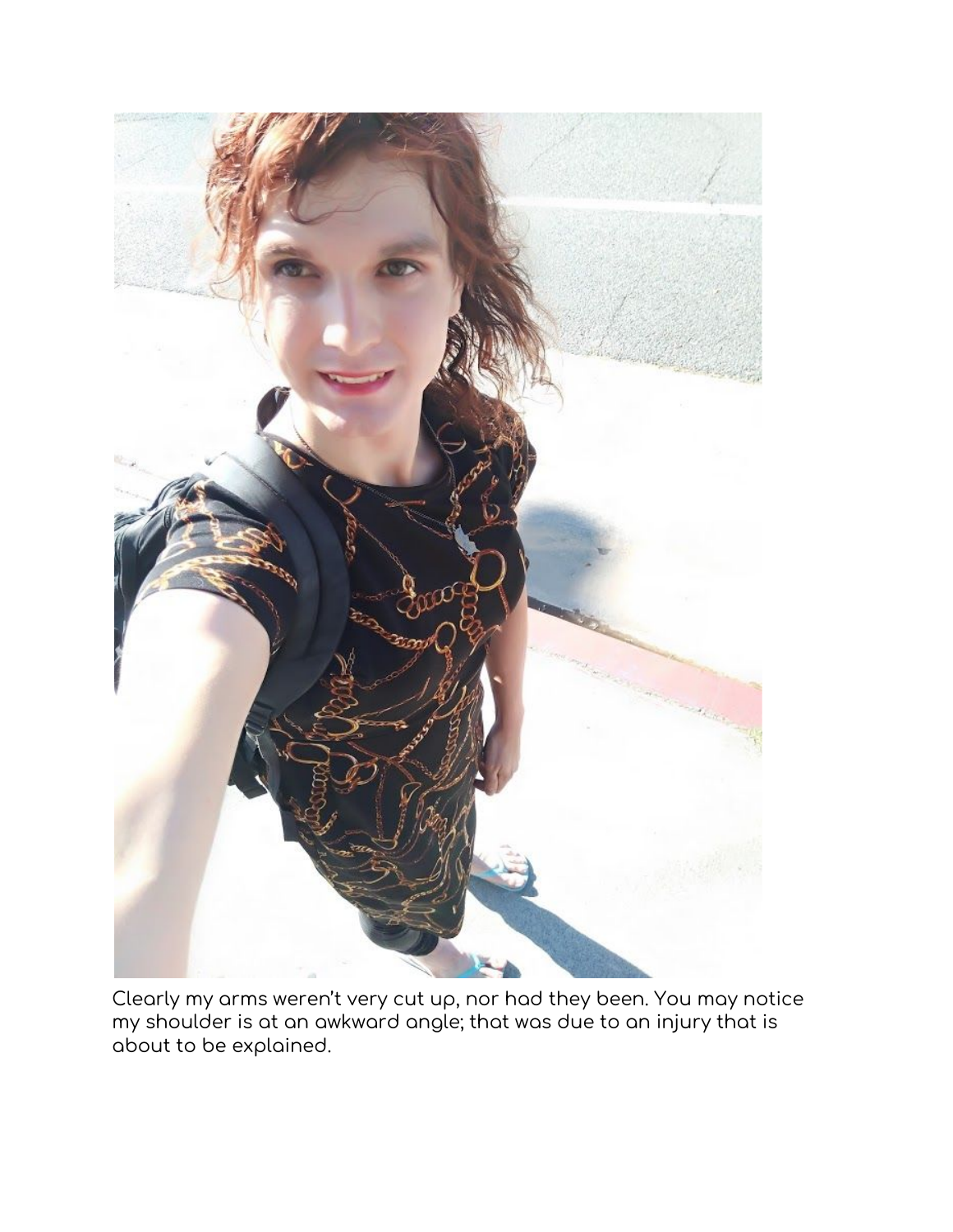Clearly my arms weren't very cut up, nor had they been. You may notice my shoulder is at an awkward angle; that was due to an injury that is about to be explained.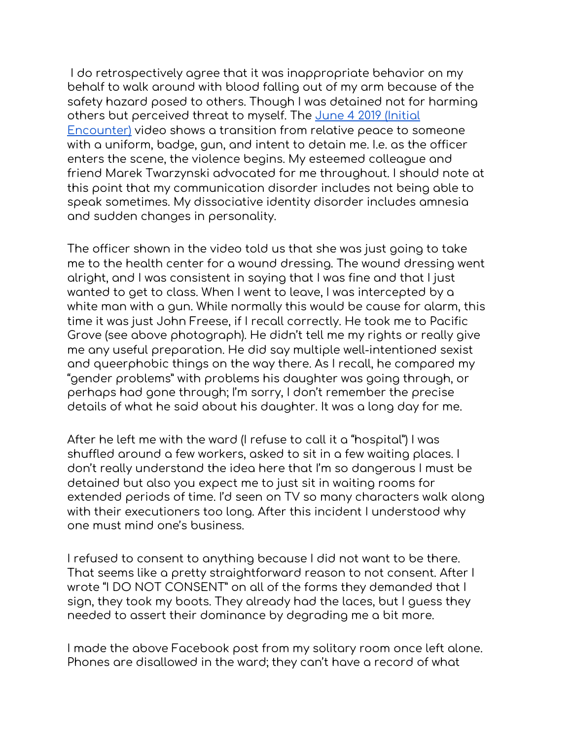I do retrospectively agree that it was inappropriate behavior on my behalf to walk around with blood falling out of my arm because of the safety hazard posed to others. Though I was detained not for harming others but perceived threat to myself. The [June 4 2019 (Initial Encounter)]() video shows a transition from relative peace to someone with a uniform, badge, gun, and intent to detain me. I.e. as the officer enters the scene, the violence begins. My esteemed colleague and friend Marek Twarzynski advocated for me throughout. I should note at this point that my communication disorder includes not being able to speak sometimes. My dissociative identity disorder includes amnesia and sudden changes in personality.

The officer shown in the video told us that she was just going to take me to the health center for a wound dressing. The wound dressing went alright, and I was consistent in saying that I was fine and that I just wanted to get to class. When I went to leave, I was intercepted by a white man with a gun. While normally this would be cause for alarm, this time it was just John Freese, if I recall correctly. He took me to Pacific Grove (see above photograph). He didn't tell me my rights or really give me any useful preparation. He did say multiple well-intentioned sexist and queerphobic things on the way there. As I recall, he compared my "gender problems" with problems his daughter was going through, or perhaps had gone through; I'm sorry, I don't remember the precise details of what he said about his daughter. It was a long day for me.

After he left me with the ward (I refuse to call it a "hospital") I was shuffled around a few workers, asked to sit in a few waiting places. I don't really understand the idea here that I'm so dangerous I must be detained but also you expect me to just sit in waiting rooms for extended periods of time. I'd seen on TV so many characters walk along with their executioners too long. After this incident I understood why one must mind one's business.

I refused to consent to anything because I did not want to be there. That seems like a pretty straightforward reason to not consent. After I wrote "I DO NOT CONSENT" on all of the forms they demanded that I sign, they took my boots. They already had the laces, but I guess they needed to assert their dominance by degrading me a bit more.

I made the above Facebook post from my solitary room once left alone. Phones are disallowed in the ward; they can't have a record of what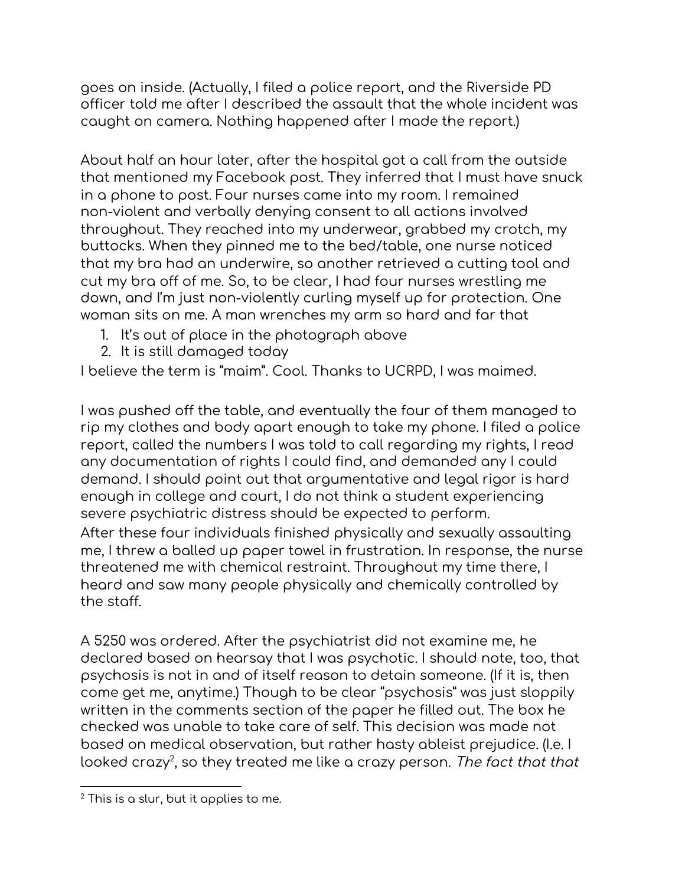goes on inside. (Actually, I filed a police report, and the Riverside PD officer told me after I described the assault that the whole incident was caught on camera. Nothing happened after I made the report.)

About half an hour later, after the hospital got a call from the outside that mentioned my Facebook post. They inferred that I must have snuck in a phone to post. Four nurses came into my room. I remained non-violent and verbally denying consent to all actions involved throughout. They reached into my underwear, grabbed my crotch, my buttocks. When they pinned me to the bed/table, one nurse noticed that my bra had an underwire, so another retrieved a cutting tool and cut my bra off of me. So, to be clear, I had four nurses wrestling me down, and I'm just non-violently curling myself up for protection. One woman sits on me. A man wrenches my arm so hard and far that

1. It's out of place in the photograph above
2. It is still damaged today

I believe the term is "maim". Cool. Thanks to UCRPD, I was maimed.

I was pushed off the table, and eventually the four of them managed to rip my clothes and body apart enough to take my phone. I filed a police report, called the numbers I was told to call regarding my rights, I read any documentation of rights I could find, and demanded any I could demand. I should point out that argumentative and legal rigor is hard enough in college and court, I do not think a student experiencing severe psychiatric distress should be expected to perform.
After these four individuals finished physically and sexually assaulting me, I threw a balled up paper towel in frustration. In response, the nurse threatened me with chemical restraint. Throughout my time there, I heard and saw many people physically and chemically controlled by the staff.

A 5250 was ordered. After the psychiatrist did not examine me, he declared based on hearsay that I was psychotic. I should note, too, that psychosis is not in and of itself reason to detain someone. (If it is, then come get me, anytime.) Though to be clear "psychosis" was just sloppily written in the comments section of the paper he filled out. The box he checked was unable to take care of self. This decision was made not based on medical observation, but rather hasty ableist prejudice. (I.e. I looked crazy[2], so they treated me like a crazy person. *The fact that that*

[2] This is a slur, but it applies to me.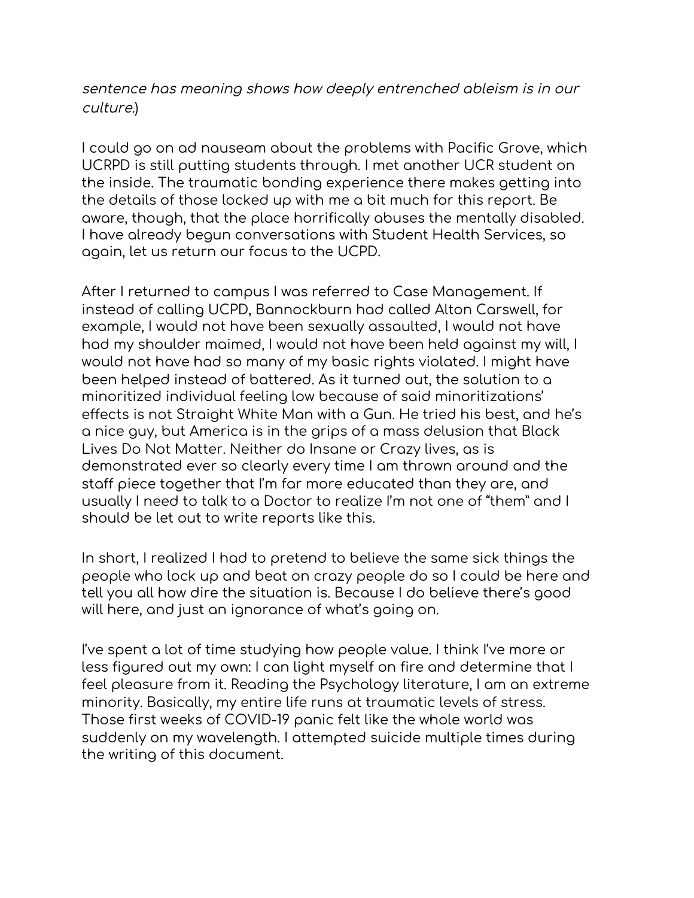*sentence has meaning shows how deeply entrenched ableism is in our culture.*)

I could go on ad nauseam about the problems with Pacific Grove, which UCRPD is still putting students through. I met another UCR student on the inside. The traumatic bonding experience there makes getting into the details of those locked up with me a bit much for this report. Be aware, though, that the place horrifically abuses the mentally disabled. I have already begun conversations with Student Health Services, so again, let us return our focus to the UCPD.

After I returned to campus I was referred to Case Management. If instead of calling UCPD, Bannockburn had called Alton Carswell, for example, I would not have been sexually assaulted, I would not have had my shoulder maimed, I would not have been held against my will, I would not have had so many of my basic rights violated. I might have been helped instead of battered. As it turned out, the solution to a minoritized individual feeling low because of said minoritizations' effects is not Straight White Man with a Gun. He tried his best, and he's a nice guy, but America is in the grips of a mass delusion that Black Lives Do Not Matter. Neither do Insane or Crazy lives, as is demonstrated ever so clearly every time I am thrown around and the staff piece together that I'm far more educated than they are, and usually I need to talk to a Doctor to realize I'm not one of "them" and I should be let out to write reports like this.

In short, I realized I had to pretend to believe the same sick things the people who lock up and beat on crazy people do so I could be here and tell you all how dire the situation is. Because I do believe there's good will here, and just an ignorance of what's going on.

I've spent a lot of time studying how people value. I think I've more or less figured out my own: I can light myself on fire and determine that I feel pleasure from it. Reading the Psychology literature, I am an extreme minority. Basically, my entire life runs at traumatic levels of stress. Those first weeks of COVID-19 panic felt like the whole world was suddenly on my wavelength. I attempted suicide multiple times during the writing of this document.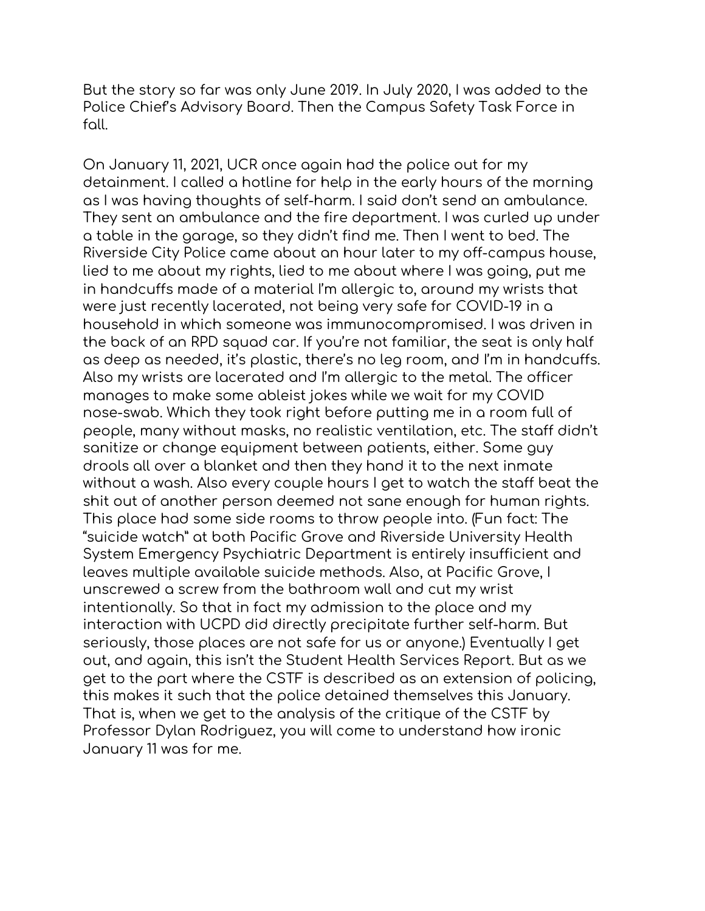But the story so far was only June 2019. In July 2020, I was added to the Police Chief's Advisory Board. Then the Campus Safety Task Force in fall.

On January 11, 2021, UCR once again had the police out for my detainment. I called a hotline for help in the early hours of the morning as I was having thoughts of self-harm. I said don't send an ambulance. They sent an ambulance and the fire department. I was curled up under a table in the garage, so they didn't find me. Then I went to bed. The Riverside City Police came about an hour later to my off-campus house, lied to me about my rights, lied to me about where I was going, put me in handcuffs made of a material I'm allergic to, around my wrists that were just recently lacerated, not being very safe for COVID-19 in a household in which someone was immunocompromised. I was driven in the back of an RPD squad car. If you're not familiar, the seat is only half as deep as needed, it's plastic, there's no leg room, and I'm in handcuffs. Also my wrists are lacerated and I'm allergic to the metal. The officer manages to make some ableist jokes while we wait for my COVID nose-swab. Which they took right before putting me in a room full of people, many without masks, no realistic ventilation, etc. The staff didn't sanitize or change equipment between patients, either. Some guy drools all over a blanket and then they hand it to the next inmate without a wash. Also every couple hours I get to watch the staff beat the shit out of another person deemed not sane enough for human rights. This place had some side rooms to throw people into. (Fun fact: The "suicide watch" at both Pacific Grove and Riverside University Health System Emergency Psychiatric Department is entirely insufficient and leaves multiple available suicide methods. Also, at Pacific Grove, I unscrewed a screw from the bathroom wall and cut my wrist intentionally. So that in fact my admission to the place and my interaction with UCPD did directly precipitate further self-harm. But seriously, those places are not safe for us or anyone.) Eventually I get out, and again, this isn't the Student Health Services Report. But as we get to the part where the CSTF is described as an extension of policing, this makes it such that the police detained themselves this January. That is, when we get to the analysis of the critique of the CSTF by Professor Dylan Rodriguez, you will come to understand how ironic January 11 was for me.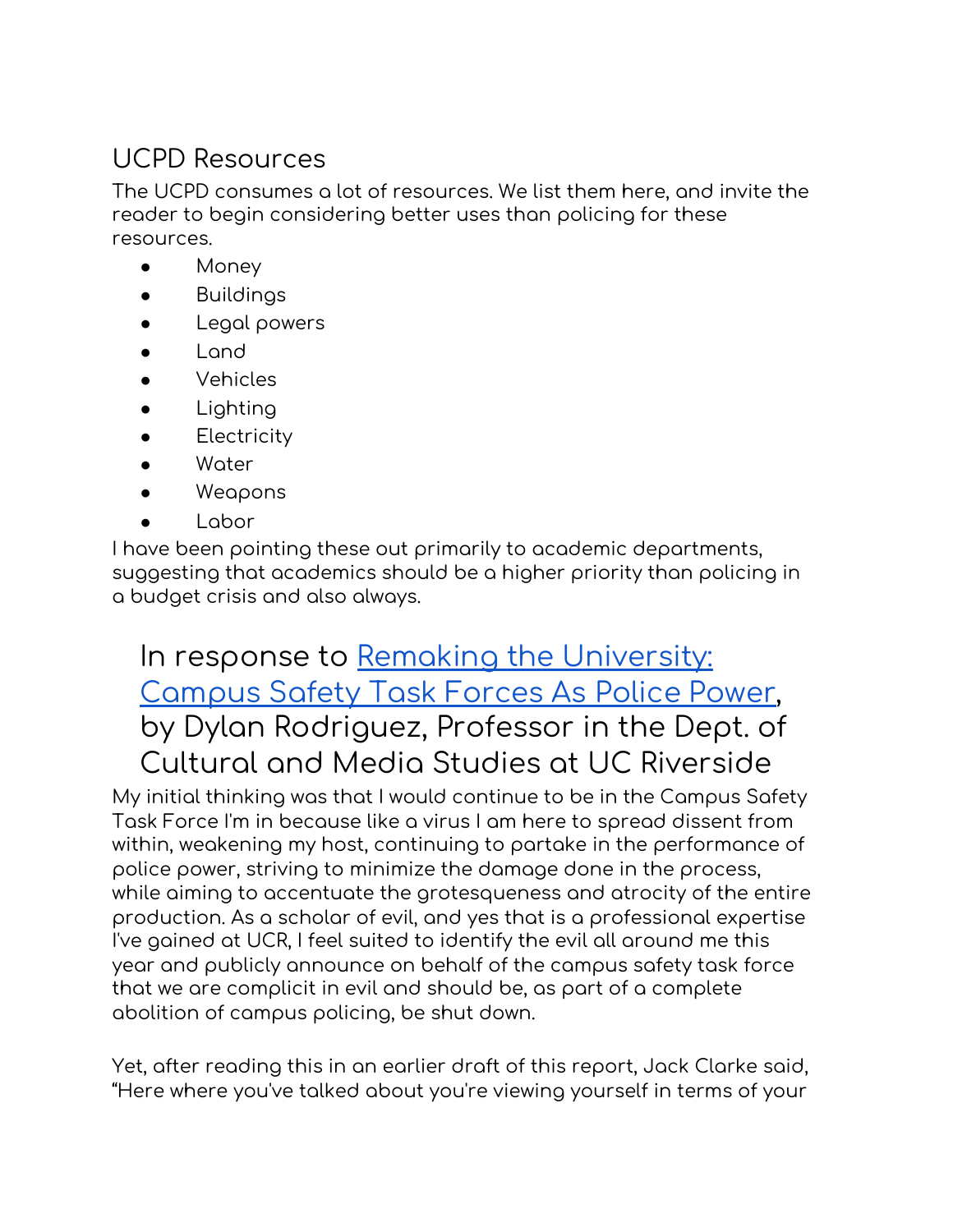## UCPD Resources

The UCPD consumes a lot of resources. We list them here, and invite the reader to begin considering better uses than policing for these resources.

- Money
- Buildings
- Legal powers
- Land
- Vehicles
- Lighting
- Electricity
- Water
- Weapons
- Labor

I have been pointing these out primarily to academic departments, suggesting that academics should be a higher priority than policing in a budget crisis and also always.

## In response to [Remaking the University: Campus Safety Task Forces As Police Power](), by Dylan Rodriguez, Professor in the Dept. of Cultural and Media Studies at UC Riverside

My initial thinking was that I would continue to be in the Campus Safety Task Force I'm in because like a virus I am here to spread dissent from within, weakening my host, continuing to partake in the performance of police power, striving to minimize the damage done in the process, while aiming to accentuate the grotesqueness and atrocity of the entire production. As a scholar of evil, and yes that is a professional expertise I've gained at UCR, I feel suited to identify the evil all around me this year and publicly announce on behalf of the campus safety task force that we are complicit in evil and should be, as part of a complete abolition of campus policing, be shut down.

Yet, after reading this in an earlier draft of this report, Jack Clarke said, "Here where you've talked about you're viewing yourself in terms of your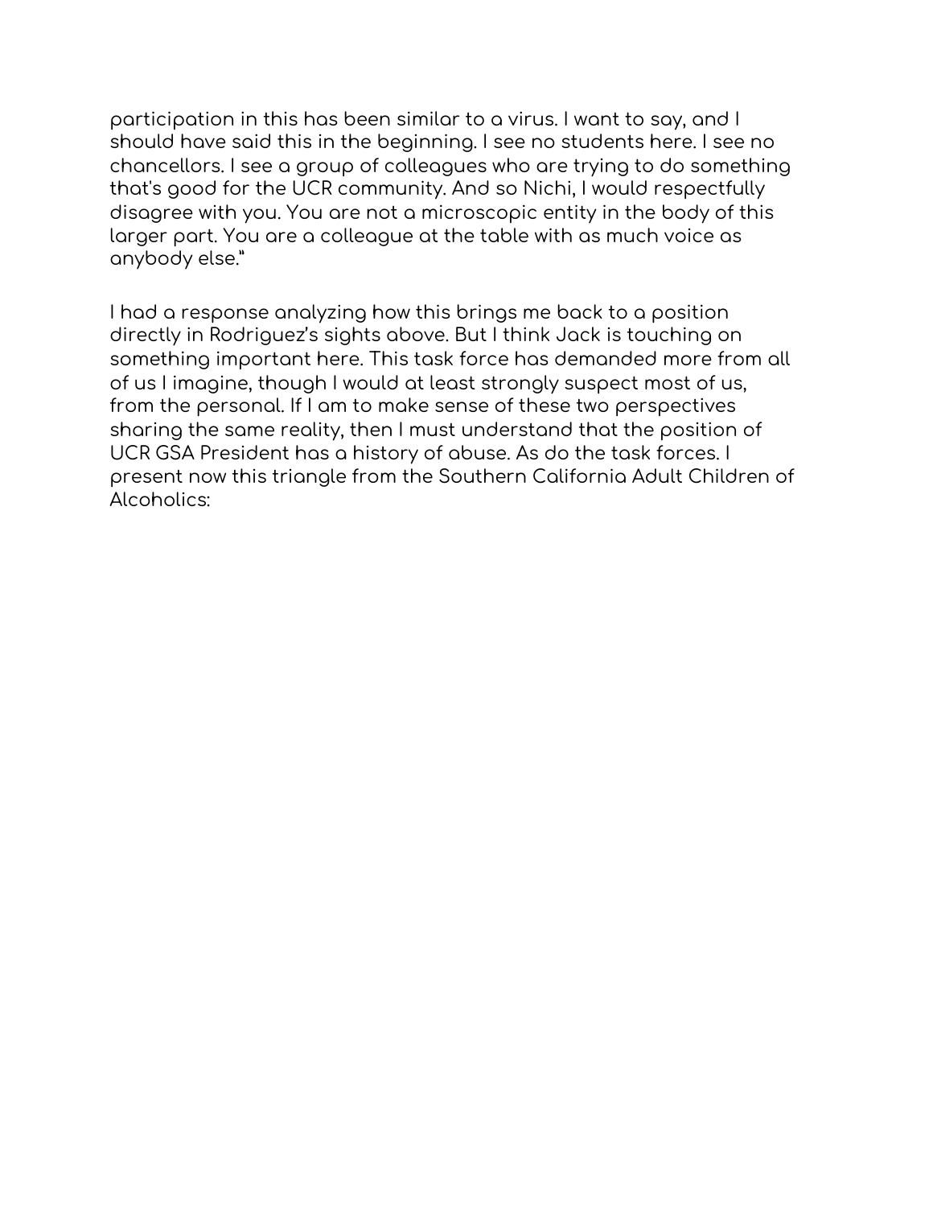participation in this has been similar to a virus. I want to say, and I should have said this in the beginning. I see no students here. I see no chancellors. I see a group of colleagues who are trying to do something that's good for the UCR community. And so Nichi, I would respectfully disagree with you. You are not a microscopic entity in the body of this larger part. You are a colleague at the table with as much voice as anybody else."

I had a response analyzing how this brings me back to a position directly in Rodriguez's sights above. But I think Jack is touching on something important here. This task force has demanded more from all of us I imagine, though I would at least strongly suspect most of us, from the personal. If I am to make sense of these two perspectives sharing the same reality, then I must understand that the position of UCR GSA President has a history of abuse. As do the task forces. I present now this triangle from the Southern California Adult Children of Alcoholics: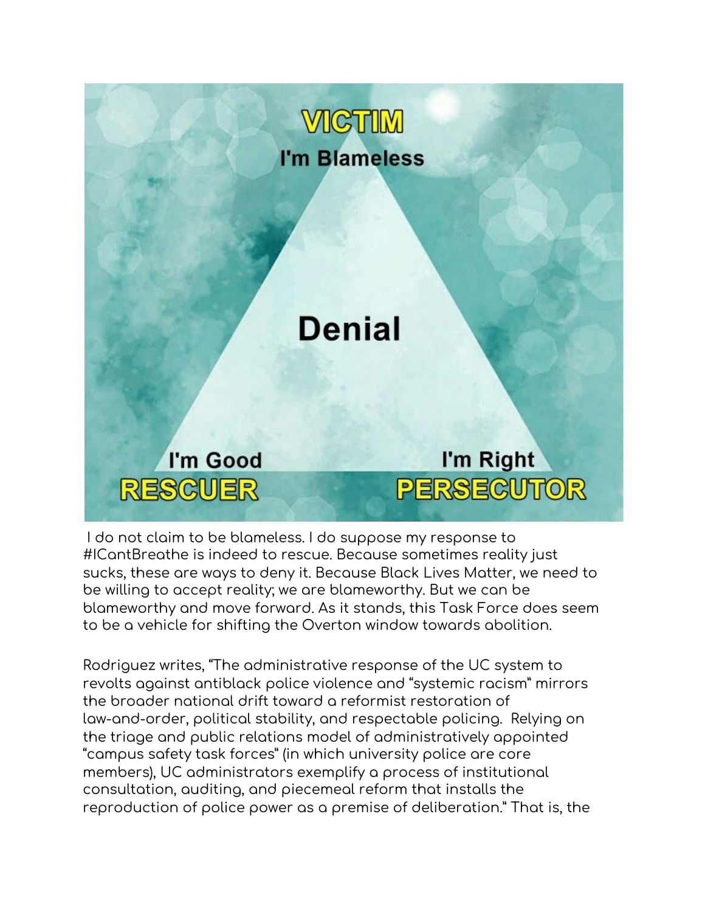I do not claim to be blameless. I do suppose my response to #ICantBreathe is indeed to rescue. Because sometimes reality just sucks, these are ways to deny it. Because Black Lives Matter, we need to be willing to accept reality; we are blameworthy. But we can be blameworthy and move forward. As it stands, this Task Force does seem to be a vehicle for shifting the Overton window towards abolition.

Rodriguez writes, "The administrative response of the UC system to revolts against antiblack police violence and "systemic racism" mirrors the broader national drift toward a reformist restoration of law-and-order, political stability, and respectable policing. Relying on the triage and public relations model of administratively appointed "campus safety task forces" (in which university police are core members), UC administrators exemplify a process of institutional consultation, auditing, and piecemeal reform that installs the reproduction of police power as a premise of deliberation." That is, the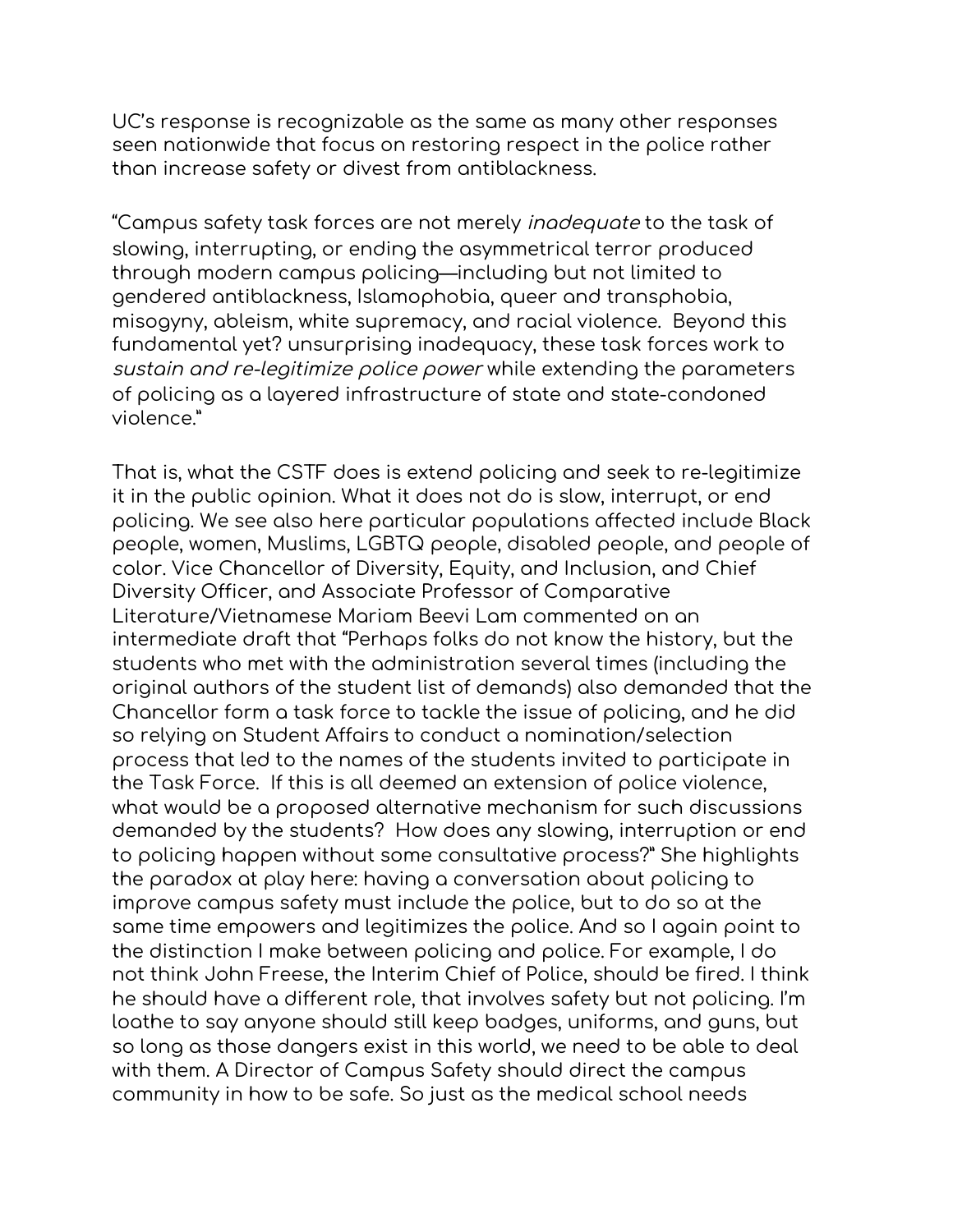UC's response is recognizable as the same as many other responses seen nationwide that focus on restoring respect in the police rather than increase safety or divest from antiblackness.

"Campus safety task forces are not merely *inadequate* to the task of slowing, interrupting, or ending the asymmetrical terror produced through modern campus policing—including but not limited to gendered antiblackness, Islamophobia, queer and transphobia, misogyny, ableism, white supremacy, and racial violence. Beyond this fundamental yet? unsurprising inadequacy, these task forces work to *sustain and re-legitimize police power* while extending the parameters of policing as a layered infrastructure of state and state-condoned violence."

That is, what the CSTF does is extend policing and seek to re-legitimize it in the public opinion. What it does not do is slow, interrupt, or end policing. We see also here particular populations affected include Black people, women, Muslims, LGBTQ people, disabled people, and people of color. Vice Chancellor of Diversity, Equity, and Inclusion, and Chief Diversity Officer, and Associate Professor of Comparative Literature/Vietnamese Mariam Beevi Lam commented on an intermediate draft that "Perhaps folks do not know the history, but the students who met with the administration several times (including the original authors of the student list of demands) also demanded that the Chancellor form a task force to tackle the issue of policing, and he did so relying on Student Affairs to conduct a nomination/selection process that led to the names of the students invited to participate in the Task Force. If this is all deemed an extension of police violence, what would be a proposed alternative mechanism for such discussions demanded by the students? How does any slowing, interruption or end to policing happen without some consultative process?" She highlights the paradox at play here: having a conversation about policing to improve campus safety must include the police, but to do so at the same time empowers and legitimizes the police. And so I again point to the distinction I make between policing and police. For example, I do not think John Freese, the Interim Chief of Police, should be fired. I think he should have a different role, that involves safety but not policing. I'm loathe to say anyone should still keep badges, uniforms, and guns, but so long as those dangers exist in this world, we need to be able to deal with them. A Director of Campus Safety should direct the campus community in how to be safe. So just as the medical school needs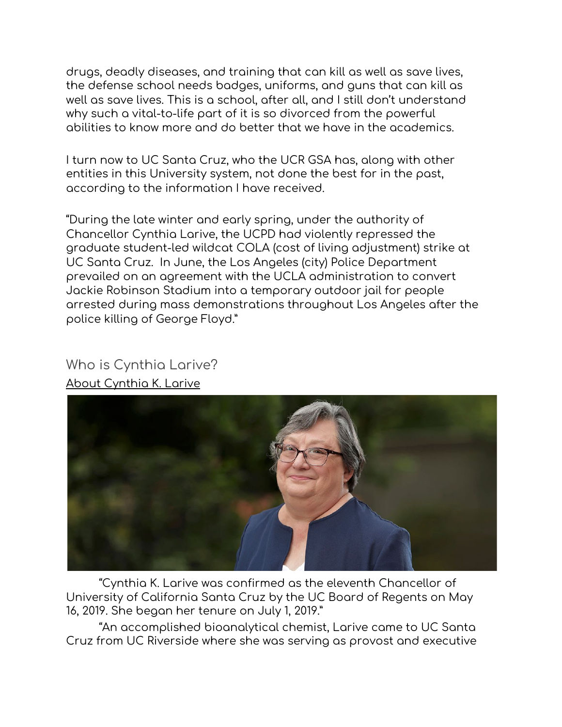drugs, deadly diseases, and training that can kill as well as save lives, the defense school needs badges, uniforms, and guns that can kill as well as save lives. This is a school, after all, and I still don't understand why such a vital-to-life part of it is so divorced from the powerful abilities to know more and do better that we have in the academics.

I turn now to UC Santa Cruz, who the UCR GSA has, along with other entities in this University system, not done the best for in the past, according to the information I have received.

"During the late winter and early spring, under the authority of Chancellor Cynthia Larive, the UCPD had violently repressed the graduate student-led wildcat COLA (cost of living adjustment) strike at UC Santa Cruz. In June, the Los Angeles (city) Police Department prevailed on an agreement with the UCLA administration to convert Jackie Robinson Stadium into a temporary outdoor jail for people arrested during mass demonstrations throughout Los Angeles after the police killing of George Floyd."

## Who is Cynthia Larive?

About Cynthia K. Larive

"Cynthia K. Larive was confirmed as the eleventh Chancellor of University of California Santa Cruz by the UC Board of Regents on May 16, 2019. She began her tenure on July 1, 2019."

"An accomplished bioanalytical chemist, Larive came to UC Santa Cruz from UC Riverside where she was serving as provost and executive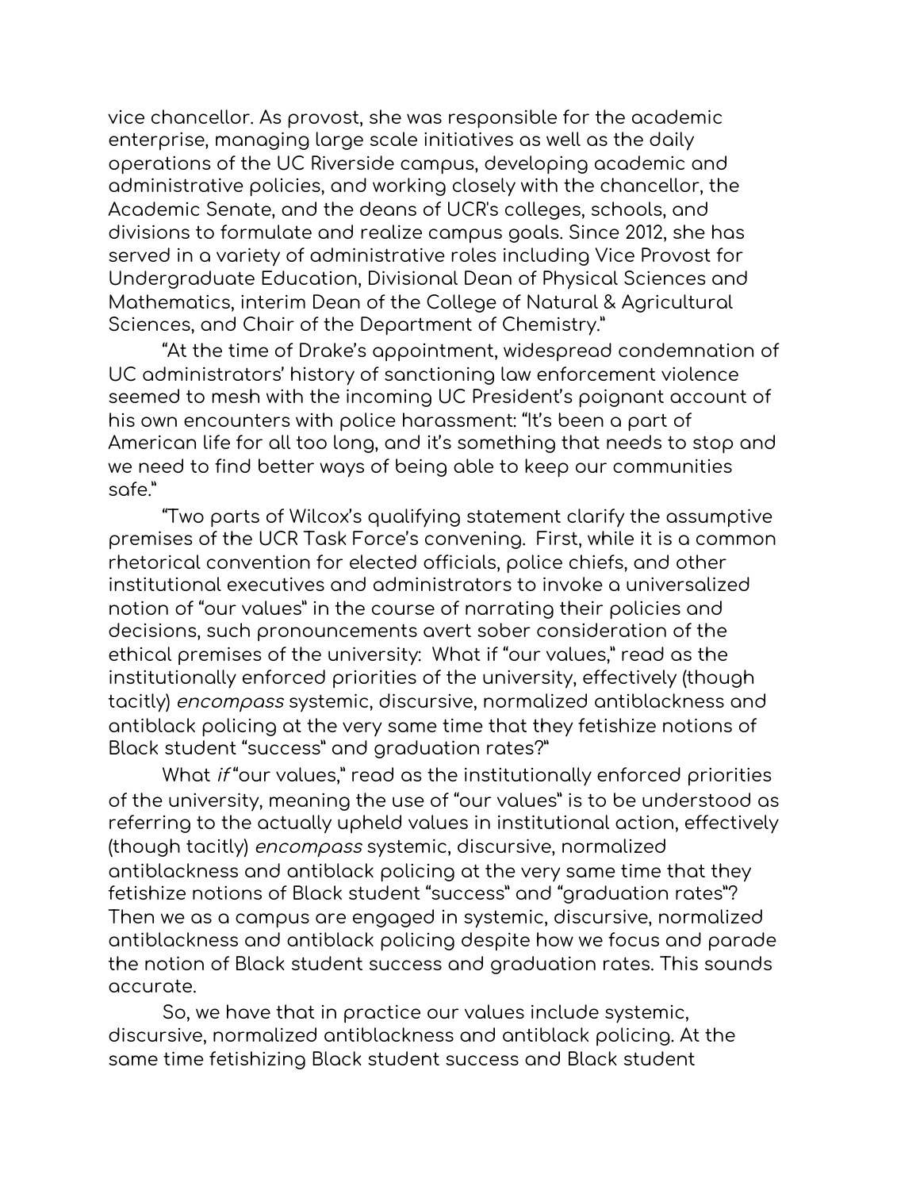vice chancellor. As provost, she was responsible for the academic enterprise, managing large scale initiatives as well as the daily operations of the UC Riverside campus, developing academic and administrative policies, and working closely with the chancellor, the Academic Senate, and the deans of UCR's colleges, schools, and divisions to formulate and realize campus goals. Since 2012, she has served in a variety of administrative roles including Vice Provost for Undergraduate Education, Divisional Dean of Physical Sciences and Mathematics, interim Dean of the College of Natural & Agricultural Sciences, and Chair of the Department of Chemistry."

"At the time of Drake's appointment, widespread condemnation of UC administrators' history of sanctioning law enforcement violence seemed to mesh with the incoming UC President's poignant account of his own encounters with police harassment: "It's been a part of American life for all too long, and it's something that needs to stop and we need to find better ways of being able to keep our communities safe."

"Two parts of Wilcox's qualifying statement clarify the assumptive premises of the UCR Task Force's convening. First, while it is a common rhetorical convention for elected officials, police chiefs, and other institutional executives and administrators to invoke a universalized notion of "our values" in the course of narrating their policies and decisions, such pronouncements avert sober consideration of the ethical premises of the university: What if "our values," read as the institutionally enforced priorities of the university, effectively (though tacitly) *encompass* systemic, discursive, normalized antiblackness and antiblack policing at the very same time that they fetishize notions of Black student "success" and graduation rates?"

What *if* "our values," read as the institutionally enforced priorities of the university, meaning the use of "our values" is to be understood as referring to the actually upheld values in institutional action, effectively (though tacitly) *encompass* systemic, discursive, normalized antiblackness and antiblack policing at the very same time that they fetishize notions of Black student "success" and "graduation rates"? Then we as a campus are engaged in systemic, discursive, normalized antiblackness and antiblack policing despite how we focus and parade the notion of Black student success and graduation rates. This sounds accurate.

So, we have that in practice our values include systemic, discursive, normalized antiblackness and antiblack policing. At the same time fetishizing Black student success and Black student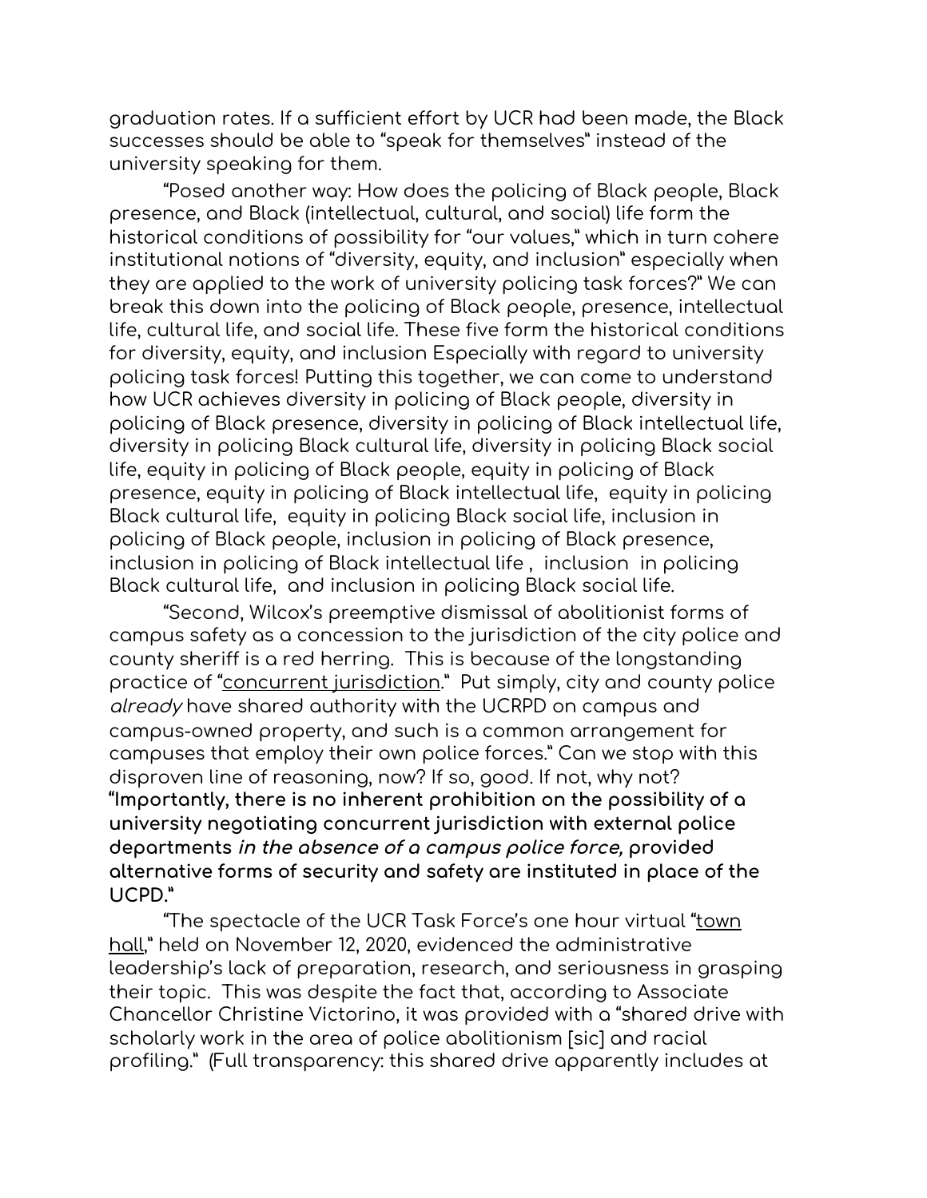graduation rates. If a sufficient effort by UCR had been made, the Black successes should be able to "speak for themselves" instead of the university speaking for them.

"Posed another way: How does the policing of Black people, Black presence, and Black (intellectual, cultural, and social) life form the historical conditions of possibility for "our values," which in turn cohere institutional notions of "diversity, equity, and inclusion" especially when they are applied to the work of university policing task forces?" We can break this down into the policing of Black people, presence, intellectual life, cultural life, and social life. These five form the historical conditions for diversity, equity, and inclusion Especially with regard to university policing task forces! Putting this together, we can come to understand how UCR achieves diversity in policing of Black people, diversity in policing of Black presence, diversity in policing of Black intellectual life, diversity in policing Black cultural life, diversity in policing Black social life, equity in policing of Black people, equity in policing of Black presence, equity in policing of Black intellectual life, equity in policing Black cultural life, equity in policing Black social life, inclusion in policing of Black people, inclusion in policing of Black presence, inclusion in policing of Black intellectual life , inclusion in policing Black cultural life, and inclusion in policing Black social life.

"Second, Wilcox's preemptive dismissal of abolitionist forms of campus safety as a concession to the jurisdiction of the city police and county sheriff is a red herring. This is because of the longstanding practice of "concurrent jurisdiction." Put simply, city and county police *already* have shared authority with the UCRPD on campus and campus-owned property, and such is a common arrangement for campuses that employ their own police forces." Can we stop with this disproven line of reasoning, now? If so, good. If not, why not?
**"Importantly, there is no inherent prohibition on the possibility of a university negotiating concurrent jurisdiction with external police departments *in the absence of a campus police force,* provided alternative forms of security and safety are instituted in place of the UCPD."**

"The spectacle of the UCR Task Force's one hour virtual "town hall," held on November 12, 2020, evidenced the administrative leadership's lack of preparation, research, and seriousness in grasping their topic. This was despite the fact that, according to Associate Chancellor Christine Victorino, it was provided with a "shared drive with scholarly work in the area of police abolitionism [sic] and racial profiling." (Full transparency: this shared drive apparently includes at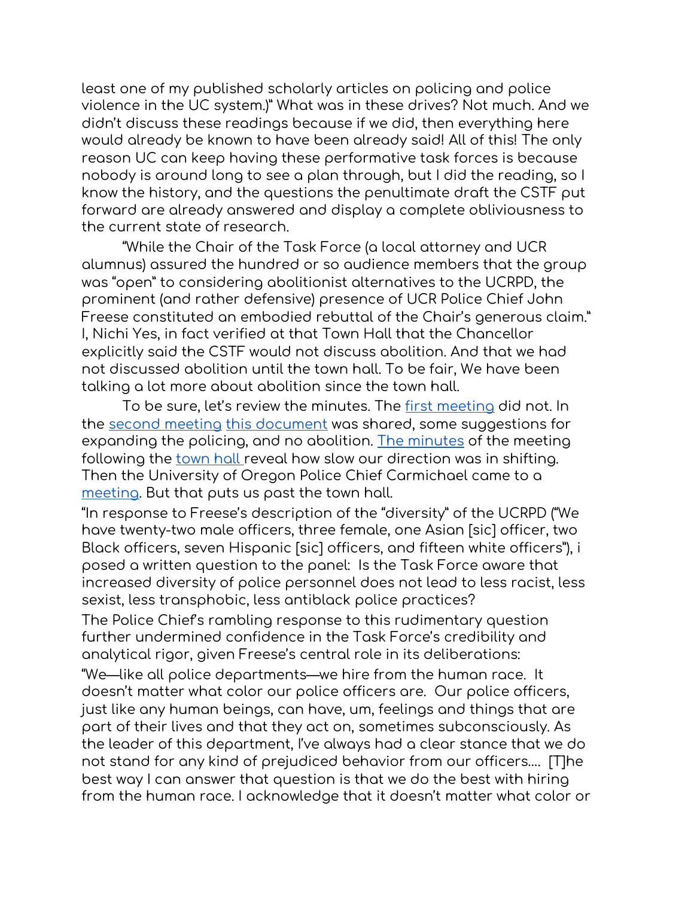least one of my published scholarly articles on policing and police violence in the UC system.)" What was in these drives? Not much. And we didn't discuss these readings because if we did, then everything here would already be known to have been already said! All of this! The only reason UC can keep having these performative task forces is because nobody is around long to see a plan through, but I did the reading, so I know the history, and the questions the penultimate draft the CSTF put forward are already answered and display a complete obliviousness to the current state of research.

"While the Chair of the Task Force (a local attorney and UCR alumnus) assured the hundred or so audience members that the group was "open" to considering abolitionist alternatives to the UCRPD, the prominent (and rather defensive) presence of UCR Police Chief John Freese constituted an embodied rebuttal of the Chair's generous claim." I, Nichi Yes, in fact verified at that Town Hall that the Chancellor explicitly said the CSTF would not discuss abolition. And that we had not discussed abolition until the town hall. To be fair, We have been talking a lot more about abolition since the town hall.

To be sure, let's review the minutes. The first meeting did not. In the second meeting this document was shared, some suggestions for expanding the policing, and no abolition. The minutes of the meeting following the town hall reveal how slow our direction was in shifting. Then the University of Oregon Police Chief Carmichael came to a meeting. But that puts us past the town hall.

"In response to Freese's description of the "diversity" of the UCRPD ("We have twenty-two male officers, three female, one Asian [sic] officer, two Black officers, seven Hispanic [sic] officers, and fifteen white officers"), i posed a written question to the panel: Is the Task Force aware that increased diversity of police personnel does not lead to less racist, less sexist, less transphobic, less antiblack police practices?

The Police Chief's rambling response to this rudimentary question further undermined confidence in the Task Force's credibility and analytical rigor, given Freese's central role in its deliberations:

"We—like all police departments—we hire from the human race. It doesn't matter what color our police officers are. Our police officers, just like any human beings, can have, um, feelings and things that are part of their lives and that they act on, sometimes subconsciously. As the leader of this department, I've always had a clear stance that we do not stand for any kind of prejudiced behavior from our officers.... [T]he best way I can answer that question is that we do the best with hiring from the human race. I acknowledge that it doesn't matter what color or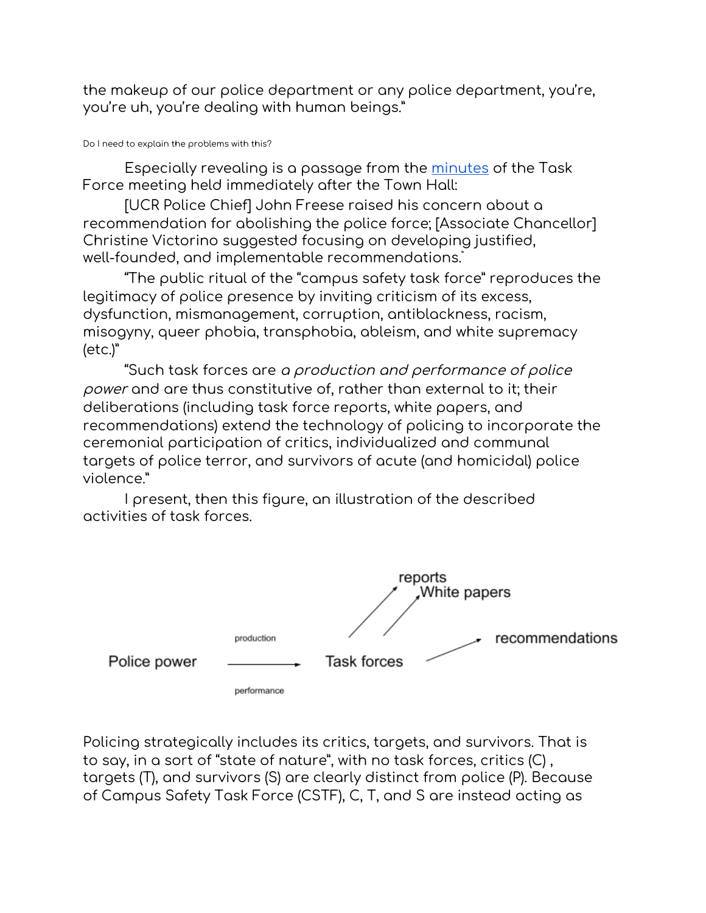the makeup of our police department or any police department, you're, you're uh, you're dealing with human beings."

Do I need to explain the problems with this?

Especially revealing is a passage from the minutes of the Task Force meeting held immediately after the Town Hall:

[UCR Police Chief] John Freese raised his concern about a recommendation for abolishing the police force; [Associate Chancellor] Christine Victorino suggested focusing on developing justified, well-founded, and implementable recommendations."

"The public ritual of the "campus safety task force" reproduces the legitimacy of police presence by inviting criticism of its excess, dysfunction, mismanagement, corruption, antiblackness, racism, misogyny, queer phobia, transphobia, ableism, and white supremacy (etc.)"

"Such task forces are *a production and performance of police power* and are thus constitutive of, rather than external to it; their deliberations (including task force reports, white papers, and recommendations) extend the technology of policing to incorporate the ceremonial participation of critics, individualized and communal targets of police terror, and survivors of acute (and homicidal) police violence."

I present, then this figure, an illustration of the described activities of task forces.

```
                                               reports
                                                 White papers

                    production                               recommendations
Police power    ------------------>   Task forces
                    performance
```

Policing strategically includes its critics, targets, and survivors. That is to say, in a sort of "state of nature", with no task forces, critics (C), targets (T), and survivors (S) are clearly distinct from police (P). Because of Campus Safety Task Force (CSTF), C, T, and S are instead acting as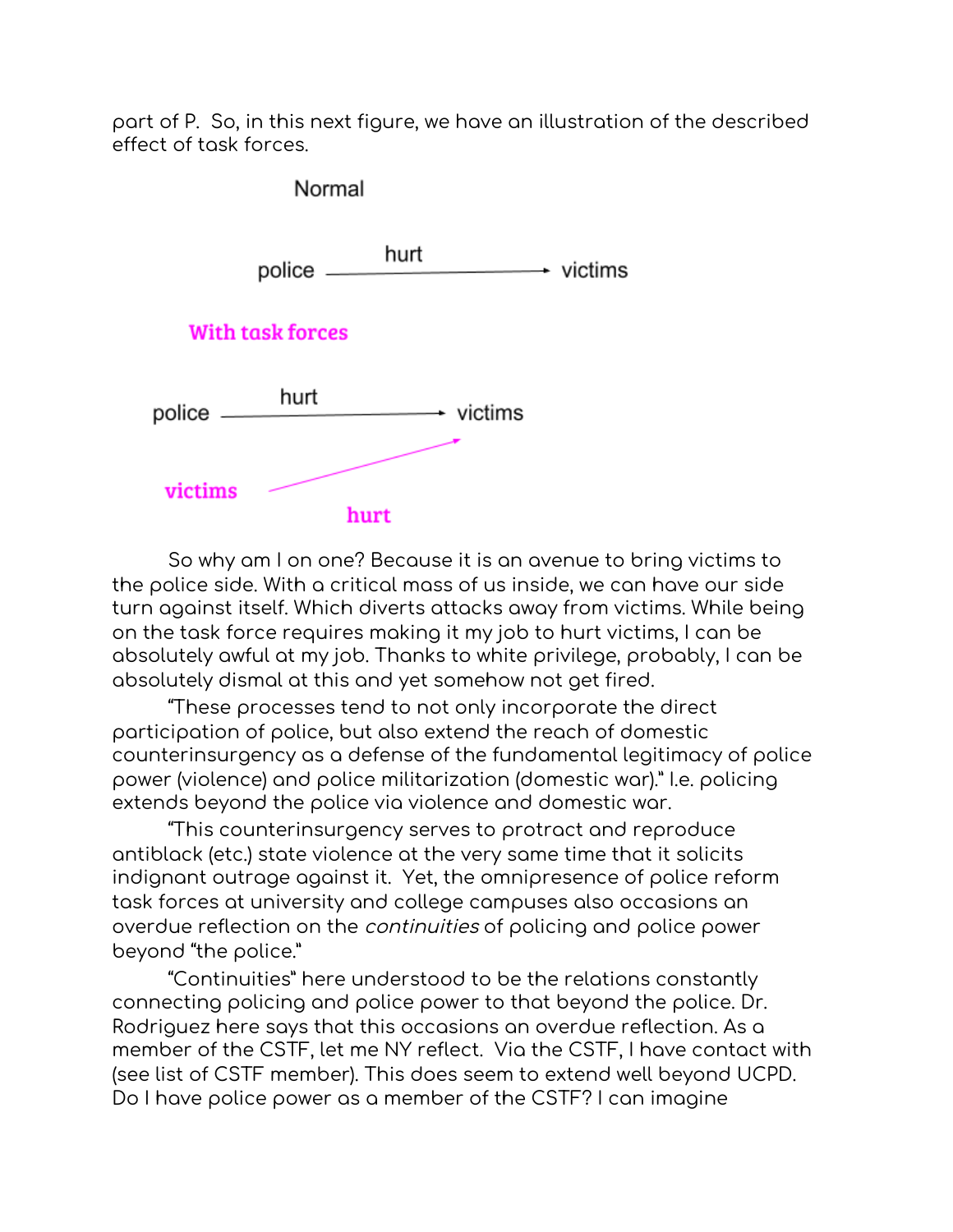part of P.  So, in this next figure, we have an illustration of the described effect of task forces.

Normal

police —— hurt ——→ victims

**With task forces**

police —— hurt ——→ victims

**victims** —— **hurt** ——↗

So why am I on one? Because it is an avenue to bring victims to the police side. With a critical mass of us inside, we can have our side turn against itself. Which diverts attacks away from victims. While being on the task force requires making it my job to hurt victims, I can be absolutely awful at my job. Thanks to white privilege, probably, I can be absolutely dismal at this and yet somehow not get fired.

"These processes tend to not only incorporate the direct participation of police, but also extend the reach of domestic counterinsurgency as a defense of the fundamental legitimacy of police power (violence) and police militarization (domestic war)." I.e. policing extends beyond the police via violence and domestic war.

"This counterinsurgency serves to protract and reproduce antiblack (etc.) state violence at the very same time that it solicits indignant outrage against it.  Yet, the omnipresence of police reform task forces at university and college campuses also occasions an overdue reflection on the *continuities* of policing and police power beyond "the police."

"Continuities" here understood to be the relations constantly connecting policing and police power to that beyond the police. Dr. Rodriguez here says that this occasions an overdue reflection. As a member of the CSTF, let me NY reflect.  Via the CSTF, I have contact with (see list of CSTF member). This does seem to extend well beyond UCPD. Do I have police power as a member of the CSTF? I can imagine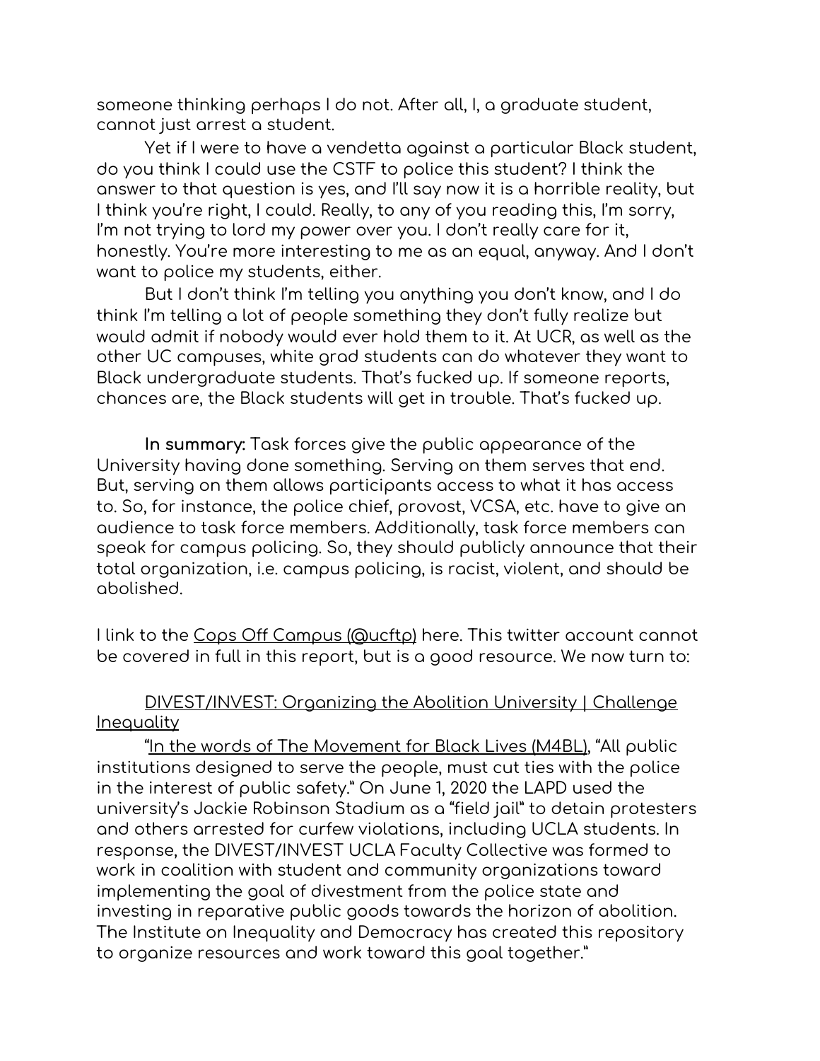someone thinking perhaps I do not. After all, I, a graduate student, cannot just arrest a student.

Yet if I were to have a vendetta against a particular Black student, do you think I could use the CSTF to police this student? I think the answer to that question is yes, and I'll say now it is a horrible reality, but I think you're right, I could. Really, to any of you reading this, I'm sorry, I'm not trying to lord my power over you. I don't really care for it, honestly. You're more interesting to me as an equal, anyway. And I don't want to police my students, either.

But I don't think I'm telling you anything you don't know, and I do think I'm telling a lot of people something they don't fully realize but would admit if nobody would ever hold them to it. At UCR, as well as the other UC campuses, white grad students can do whatever they want to Black undergraduate students. That's fucked up. If someone reports, chances are, the Black students will get in trouble. That's fucked up.

**In summary:** Task forces give the public appearance of the University having done something. Serving on them serves that end. But, serving on them allows participants access to what it has access to. So, for instance, the police chief, provost, VCSA, etc. have to give an audience to task force members. Additionally, task force members can speak for campus policing. So, they should publicly announce that their total organization, i.e. campus policing, is racist, violent, and should be abolished.

I link to the Cops Off Campus (@ucftp) here. This twitter account cannot be covered in full in this report, but is a good resource. We now turn to:

DIVEST/INVEST: Organizing the Abolition University | Challenge Inequality

"In the words of The Movement for Black Lives (M4BL), "All public institutions designed to serve the people, must cut ties with the police in the interest of public safety." On June 1, 2020 the LAPD used the university's Jackie Robinson Stadium as a "field jail" to detain protesters and others arrested for curfew violations, including UCLA students. In response, the DIVEST/INVEST UCLA Faculty Collective was formed to work in coalition with student and community organizations toward implementing the goal of divestment from the police state and investing in reparative public goods towards the horizon of abolition. The Institute on Inequality and Democracy has created this repository to organize resources and work toward this goal together."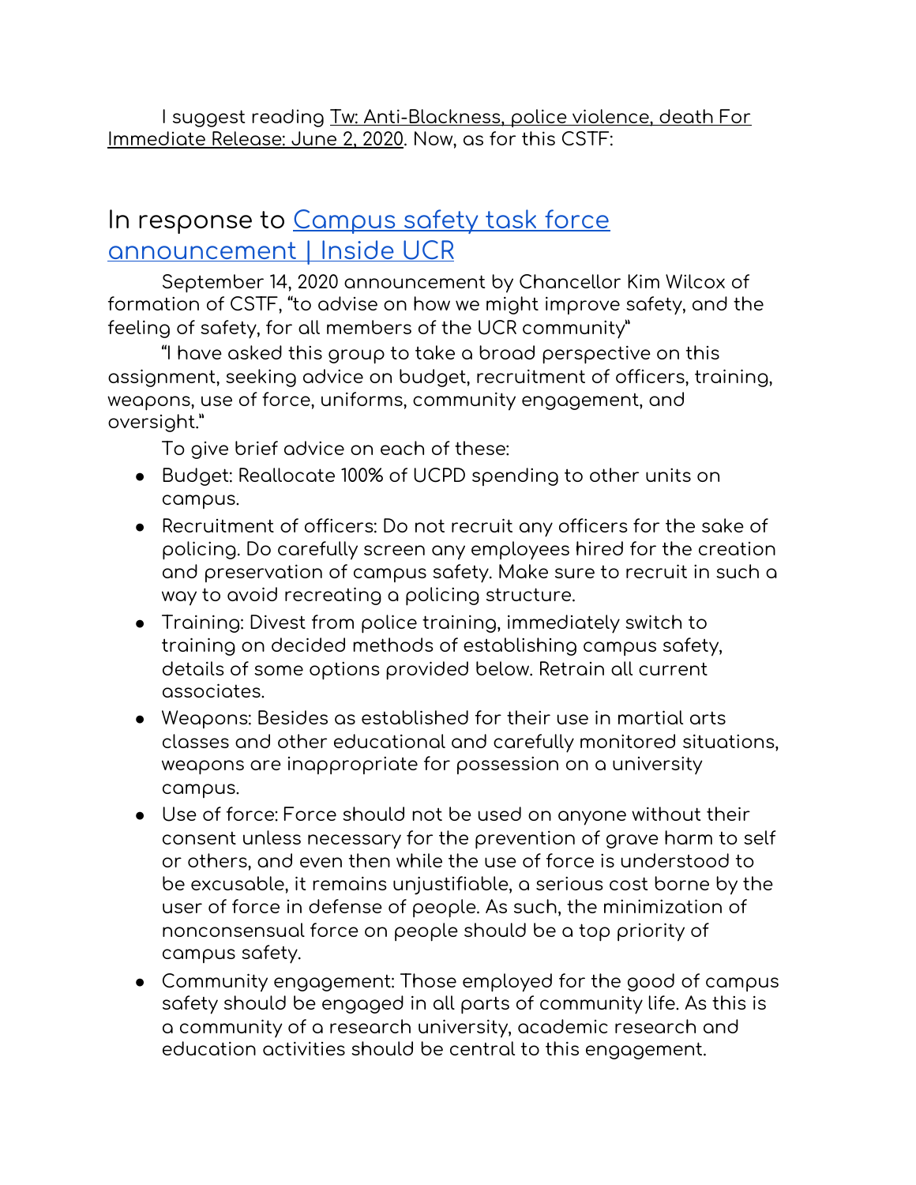I suggest reading Tw: Anti-Blackness, police violence, death For Immediate Release: June 2, 2020. Now, as for this CSTF:

## In response to Campus safety task force announcement | Inside UCR

September 14, 2020 announcement by Chancellor Kim Wilcox of formation of CSTF, "to advise on how we might improve safety, and the feeling of safety, for all members of the UCR community"

"I have asked this group to take a broad perspective on this assignment, seeking advice on budget, recruitment of officers, training, weapons, use of force, uniforms, community engagement, and oversight."

To give brief advice on each of these:

- Budget: Reallocate 100% of UCPD spending to other units on campus.
- Recruitment of officers: Do not recruit any officers for the sake of policing. Do carefully screen any employees hired for the creation and preservation of campus safety. Make sure to recruit in such a way to avoid recreating a policing structure.
- Training: Divest from police training, immediately switch to training on decided methods of establishing campus safety, details of some options provided below. Retrain all current associates.
- Weapons: Besides as established for their use in martial arts classes and other educational and carefully monitored situations, weapons are inappropriate for possession on a university campus.
- Use of force: Force should not be used on anyone without their consent unless necessary for the prevention of grave harm to self or others, and even then while the use of force is understood to be excusable, it remains unjustifiable, a serious cost borne by the user of force in defense of people. As such, the minimization of nonconsensual force on people should be a top priority of campus safety.
- Community engagement: Those employed for the good of campus safety should be engaged in all parts of community life. As this is a community of a research university, academic research and education activities should be central to this engagement.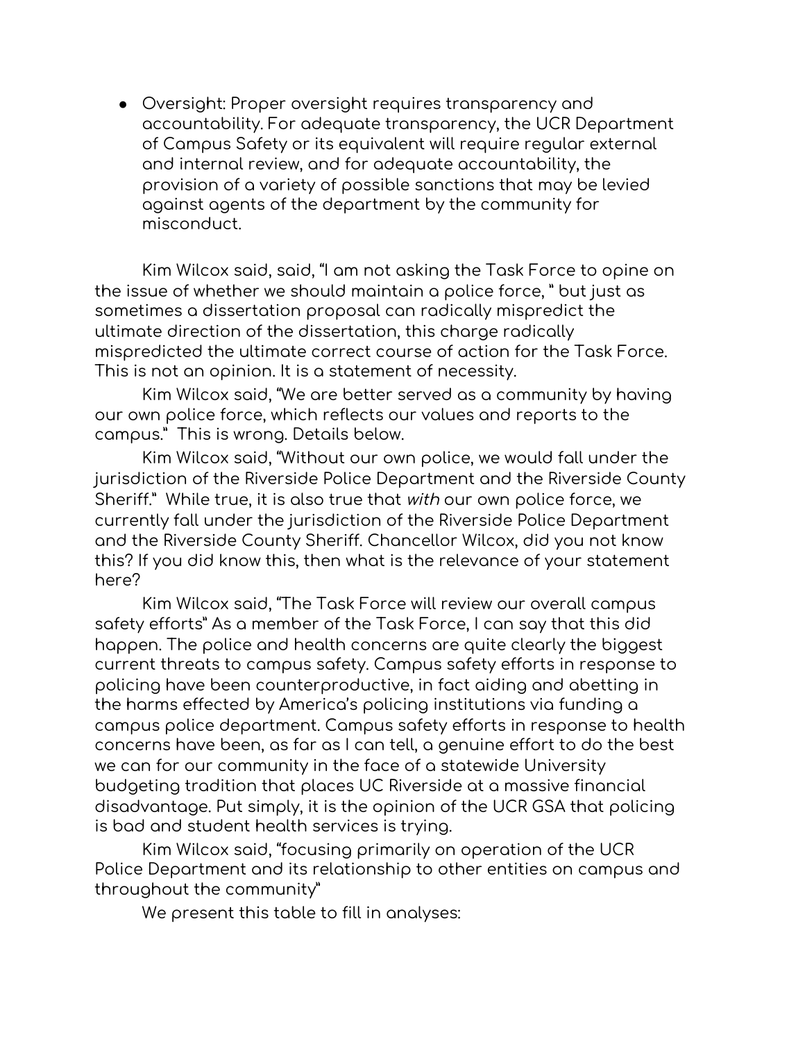- Oversight: Proper oversight requires transparency and accountability. For adequate transparency, the UCR Department of Campus Safety or its equivalent will require regular external and internal review, and for adequate accountability, the provision of a variety of possible sanctions that may be levied against agents of the department by the community for misconduct.

Kim Wilcox said, said, "I am not asking the Task Force to opine on the issue of whether we should maintain a police force, " but just as sometimes a dissertation proposal can radically mispredict the ultimate direction of the dissertation, this charge radically mispredicted the ultimate correct course of action for the Task Force. This is not an opinion. It is a statement of necessity.

Kim Wilcox said, "We are better served as a community by having our own police force, which reflects our values and reports to the campus." This is wrong. Details below.

Kim Wilcox said, "Without our own police, we would fall under the jurisdiction of the Riverside Police Department and the Riverside County Sheriff." While true, it is also true that *with* our own police force, we currently fall under the jurisdiction of the Riverside Police Department and the Riverside County Sheriff. Chancellor Wilcox, did you not know this? If you did know this, then what is the relevance of your statement here?

Kim Wilcox said, "The Task Force will review our overall campus safety efforts" As a member of the Task Force, I can say that this did happen. The police and health concerns are quite clearly the biggest current threats to campus safety. Campus safety efforts in response to policing have been counterproductive, in fact aiding and abetting in the harms effected by America's policing institutions via funding a campus police department. Campus safety efforts in response to health concerns have been, as far as I can tell, a genuine effort to do the best we can for our community in the face of a statewide University budgeting tradition that places UC Riverside at a massive financial disadvantage. Put simply, it is the opinion of the UCR GSA that policing is bad and student health services is trying.

Kim Wilcox said, "focusing primarily on operation of the UCR Police Department and its relationship to other entities on campus and throughout the community"

We present this table to fill in analyses: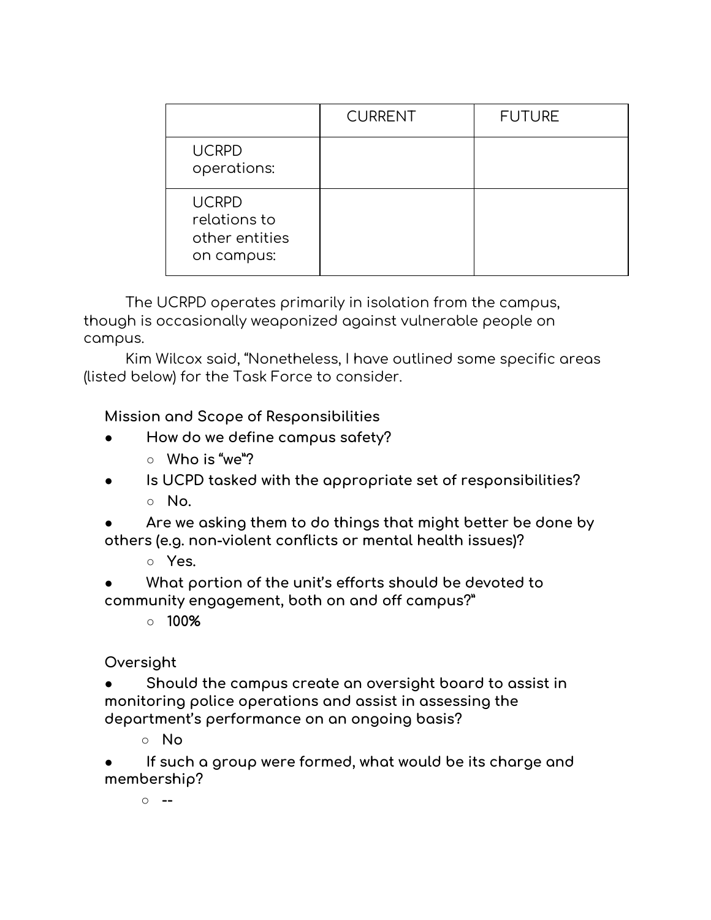| | CURRENT | FUTURE |
|---|---|---|
| UCRPD operations: | | |
| UCRPD relations to other entities on campus: | | |

The UCRPD operates primarily in isolation from the campus, though is occasionally weaponized against vulnerable people on campus.

Kim Wilcox said, "Nonetheless, I have outlined some specific areas (listed below) for the Task Force to consider.

**Mission and Scope of Responsibilities**

- **How do we define campus safety?**
  - **Who is "we"?**
- **Is UCPD tasked with the appropriate set of responsibilities?**
  - **No.**
- **Are we asking them to do things that might better be done by others (e.g. non-violent conflicts or mental health issues)?**
  - **Yes.**
- **What portion of the unit's efforts should be devoted to community engagement, both on and off campus?"**
  - **100%**

**Oversight**

- **Should the campus create an oversight board to assist in monitoring police operations and assist in assessing the department's performance on an ongoing basis?**
  - **No**
- **If such a group were formed, what would be its charge and membership?**
  - **--**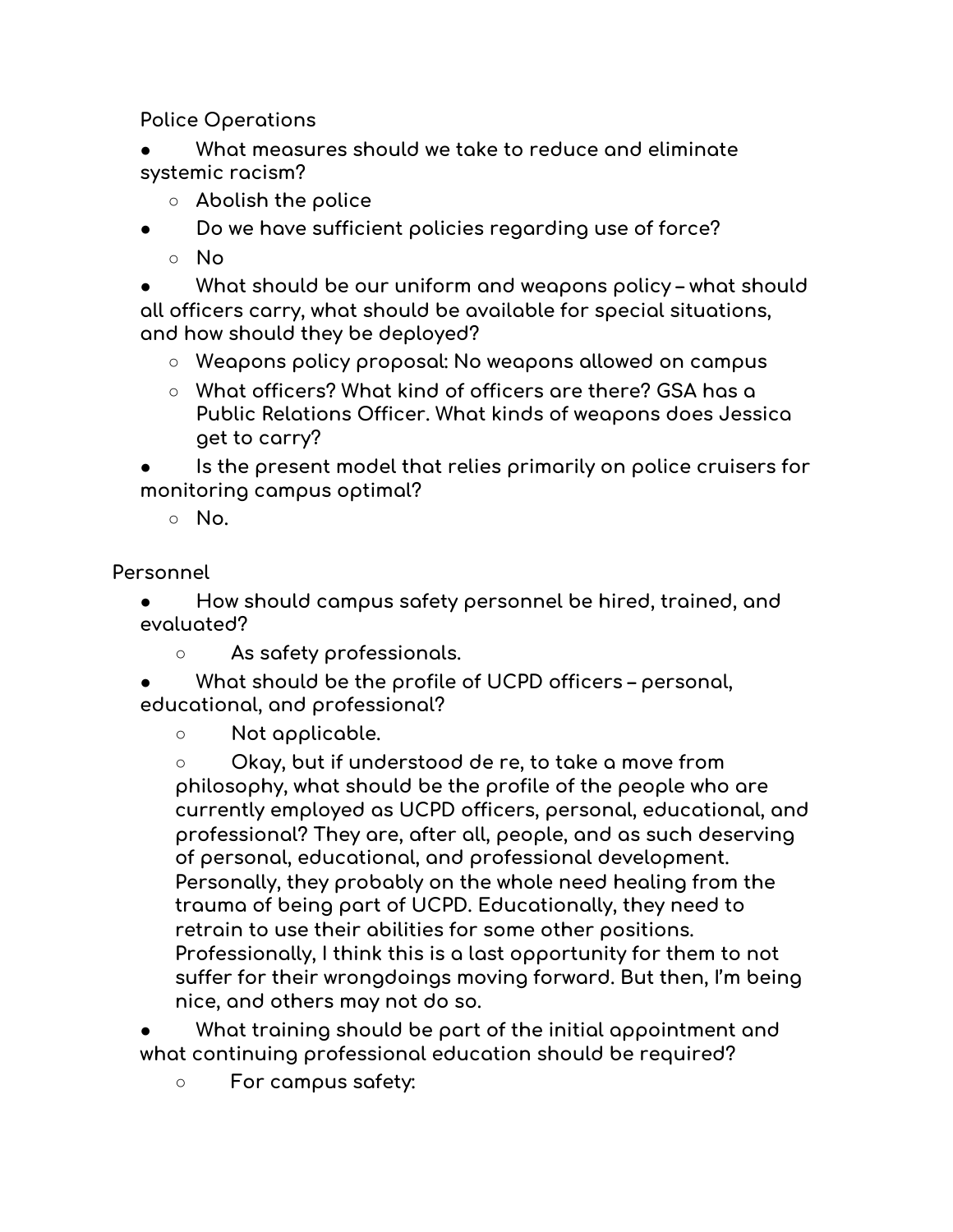Police Operations

- What measures should we take to reduce and eliminate systemic racism?
  - Abolish the police
- Do we have sufficient policies regarding use of force?
  - No
- What should be our uniform and weapons policy – what should all officers carry, what should be available for special situations, and how should they be deployed?
  - Weapons policy proposal: No weapons allowed on campus
  - What officers? What kind of officers are there? GSA has a Public Relations Officer. What kinds of weapons does Jessica get to carry?
- Is the present model that relies primarily on police cruisers for monitoring campus optimal?
  - No.

Personnel

- How should campus safety personnel be hired, trained, and evaluated?
  - As safety professionals.
- What should be the profile of UCPD officers – personal, educational, and professional?
  - Not applicable.
  - Okay, but if understood de re, to take a move from philosophy, what should be the profile of the people who are currently employed as UCPD officers, personal, educational, and professional? They are, after all, people, and as such deserving of personal, educational, and professional development. Personally, they probably on the whole need healing from the trauma of being part of UCPD. Educationally, they need to retrain to use their abilities for some other positions. Professionally, I think this is a last opportunity for them to not suffer for their wrongdoings moving forward. But then, I'm being nice, and others may not do so.
- What training should be part of the initial appointment and what continuing professional education should be required?
  - For campus safety: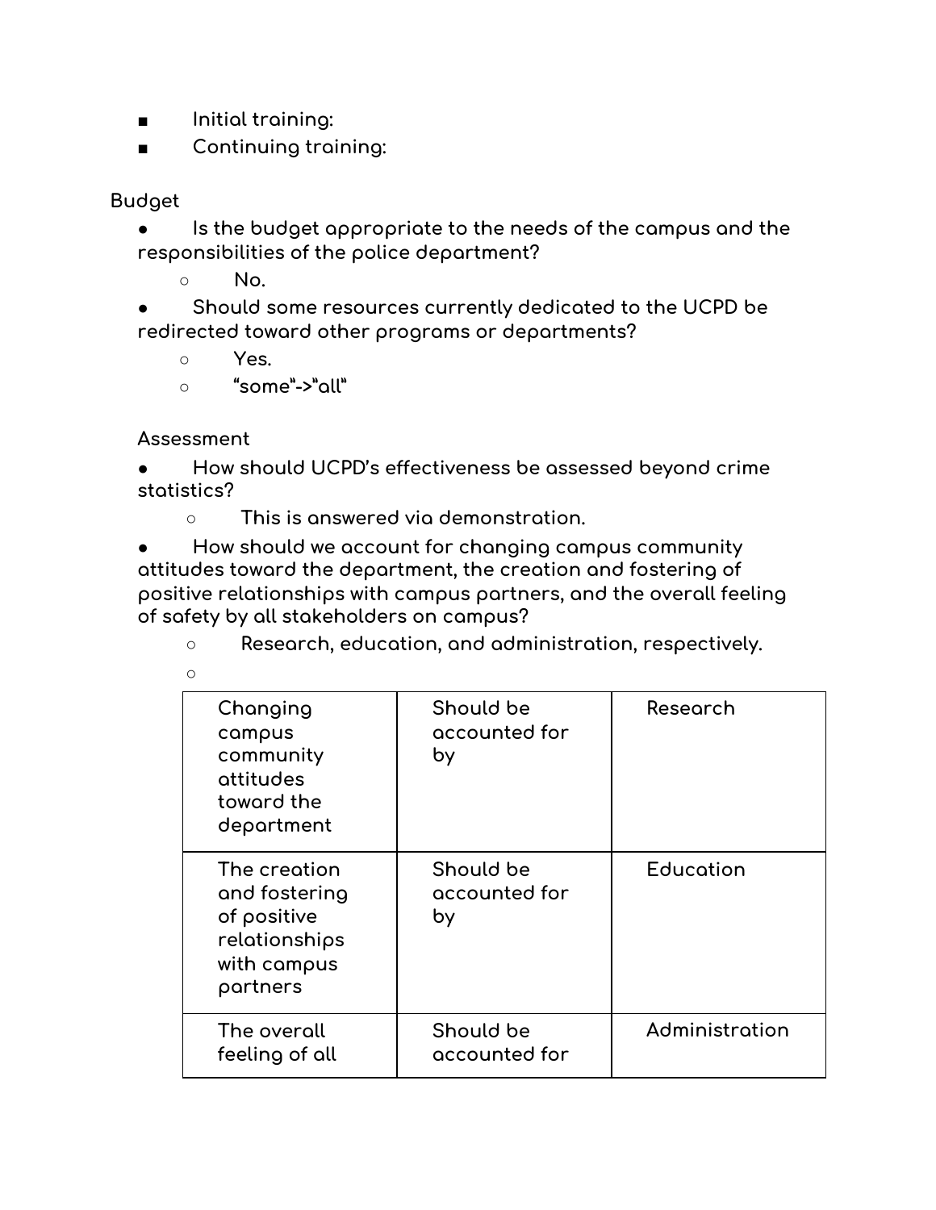- Initial training:
- Continuing training:

Budget

- Is the budget appropriate to the needs of the campus and the responsibilities of the police department?
  - No.
- Should some resources currently dedicated to the UCPD be redirected toward other programs or departments?
  - Yes.
  - "some"->"all"

Assessment

- How should UCPD's effectiveness be assessed beyond crime statistics?
  - This is answered via demonstration.
- How should we account for changing campus community attitudes toward the department, the creation and fostering of positive relationships with campus partners, and the overall feeling of safety by all stakeholders on campus?
  - Research, education, and administration, respectively.
  -

| | | |
|---|---|---|
| Changing campus community attitudes toward the department | Should be accounted for by | Research |
| The creation and fostering of positive relationships with campus partners | Should be accounted for by | Education |
| The overall feeling of all | Should be accounted for | Administration |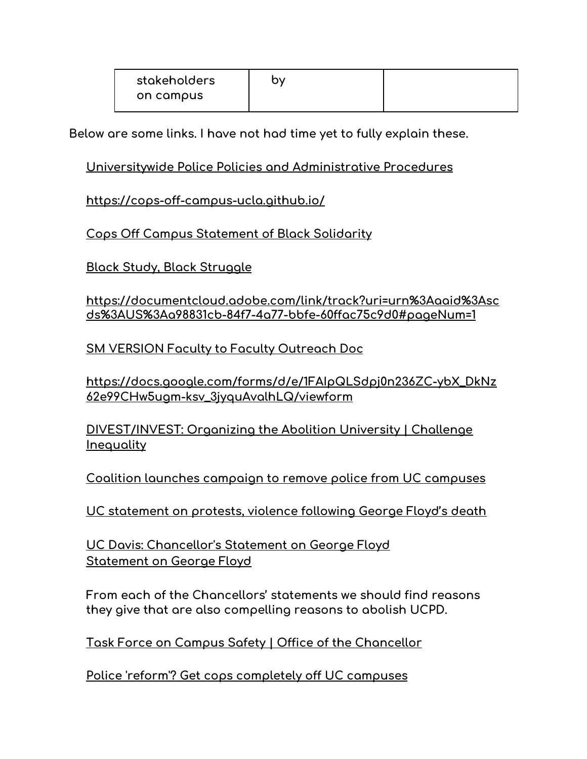| stakeholders on campus | by | |
|---|---|---|

Below are some links. I have not had time yet to fully explain these.

Universitywide Police Policies and Administrative Procedures

https://cops-off-campus-ucla.github.io/

Cops Off Campus Statement of Black Solidarity

Black Study, Black Struggle

https://documentcloud.adobe.com/link/track?uri=urn%3Aaaid%3Ascds%3AUS%3Aa98831cb-84f7-4a77-bbfe-60ffac75c9d0#pageNum=1

SM VERSION Faculty to Faculty Outreach Doc

https://docs.google.com/forms/d/e/1FAIpQLSdpj0n236ZC-ybX_DkNz62e99CHw5ugm-ksv_3jyquAvalhLQ/viewform

DIVEST/INVEST: Organizing the Abolition University | Challenge Inequality

Coalition launches campaign to remove police from UC campuses

UC statement on protests, violence following George Floyd's death

UC Davis: Chancellor's Statement on George Floyd
Statement on George Floyd

From each of the Chancellors' statements we should find reasons they give that are also compelling reasons to abolish UCPD.

Task Force on Campus Safety | Office of the Chancellor

Police 'reform'? Get cops completely off UC campuses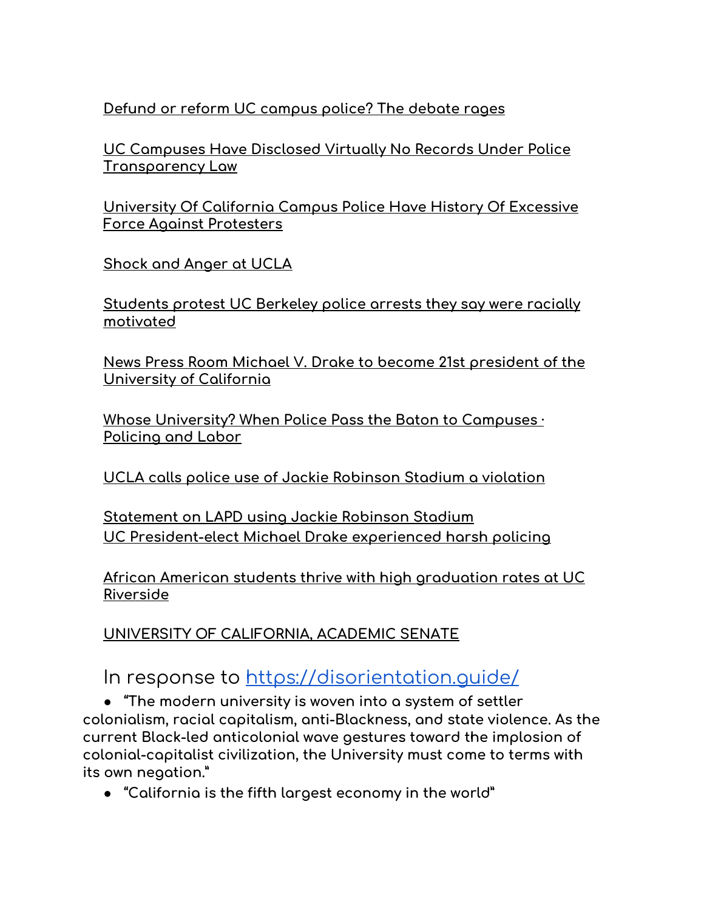Defund or reform UC campus police? The debate rages

UC Campuses Have Disclosed Virtually No Records Under Police Transparency Law

University Of California Campus Police Have History Of Excessive Force Against Protesters

Shock and Anger at UCLA

Students protest UC Berkeley police arrests they say were racially motivated

News Press Room Michael V. Drake to become 21st president of the University of California

Whose University? When Police Pass the Baton to Campuses · Policing and Labor

UCLA calls police use of Jackie Robinson Stadium a violation

Statement on LAPD using Jackie Robinson Stadium
UC President-elect Michael Drake experienced harsh policing

African American students thrive with high graduation rates at UC Riverside

UNIVERSITY OF CALIFORNIA, ACADEMIC SENATE

## In response to https://disorientation.guide/

- "The modern university is woven into a system of settler colonialism, racial capitalism, anti-Blackness, and state violence. As the current Black-led anticolonial wave gestures toward the implosion of colonial-capitalist civilization, the University must come to terms with its own negation."
- "California is the fifth largest economy in the world"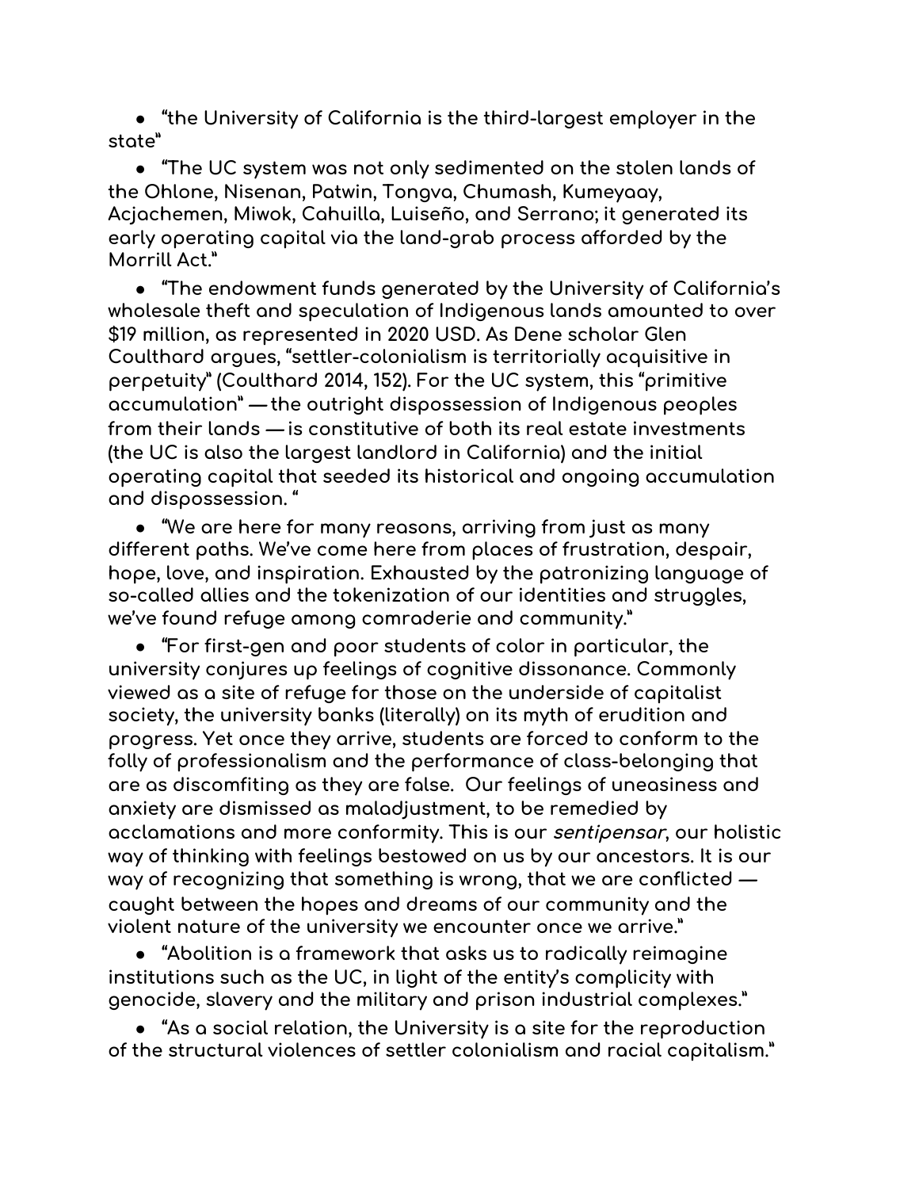- "the University of California is the third-largest employer in the state"

- "The UC system was not only sedimented on the stolen lands of the Ohlone, Nisenan, Patwin, Tongva, Chumash, Kumeyaay, Acjachemen, Miwok, Cahuilla, Luiseño, and Serrano; it generated its early operating capital via the land-grab process afforded by the Morrill Act."

- "The endowment funds generated by the University of California's wholesale theft and speculation of Indigenous lands amounted to over $19 million, as represented in 2020 USD. As Dene scholar Glen Coulthard argues, "settler-colonialism is territorially acquisitive in perpetuity" (Coulthard 2014, 152). For the UC system, this "primitive accumulation" — the outright dispossession of Indigenous peoples from their lands — is constitutive of both its real estate investments (the UC is also the largest landlord in California) and the initial operating capital that seeded its historical and ongoing accumulation and dispossession. "

- "We are here for many reasons, arriving from just as many different paths. We've come here from places of frustration, despair, hope, love, and inspiration. Exhausted by the patronizing language of so-called allies and the tokenization of our identities and struggles, we've found refuge among comraderie and community."

- "For first-gen and poor students of color in particular, the university conjures up feelings of cognitive dissonance. Commonly viewed as a site of refuge for those on the underside of capitalist society, the university banks (literally) on its myth of erudition and progress. Yet once they arrive, students are forced to conform to the folly of professionalism and the performance of class-belonging that are as discomfiting as they are false. Our feelings of uneasiness and anxiety are dismissed as maladjustment, to be remedied by acclamations and more conformity. This is our *sentipensar*, our holistic way of thinking with feelings bestowed on us by our ancestors. It is our way of recognizing that something is wrong, that we are conflicted — caught between the hopes and dreams of our community and the violent nature of the university we encounter once we arrive."

- "Abolition is a framework that asks us to radically reimagine institutions such as the UC, in light of the entity's complicity with genocide, slavery and the military and prison industrial complexes."

- "As a social relation, the University is a site for the reproduction of the structural violences of settler colonialism and racial capitalism."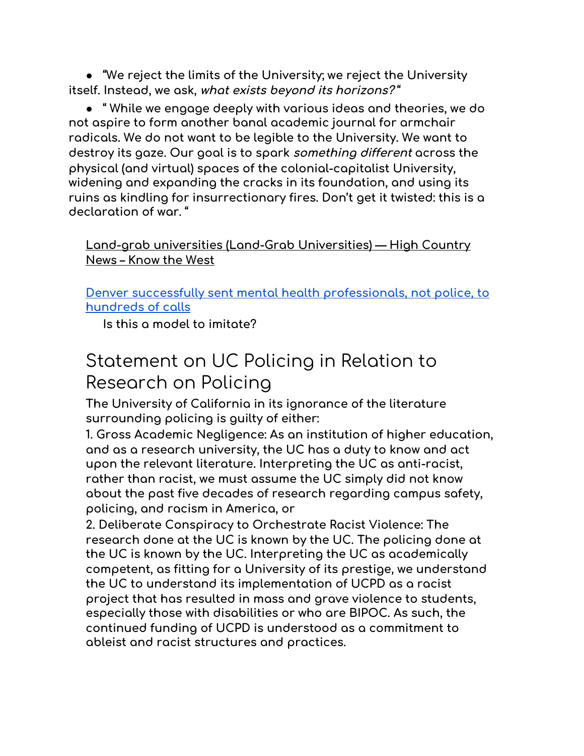- "We reject the limits of the University; we reject the University itself. Instead, we ask, *what exists beyond its horizons?*"
- " While we engage deeply with various ideas and theories, we do not aspire to form another banal academic journal for armchair radicals. We do not want to be legible to the University. We want to destroy its gaze. Our goal is to spark *something different* across the physical (and virtual) spaces of the colonial-capitalist University, widening and expanding the cracks in its foundation, and using its ruins as kindling for insurrectionary fires. Don't get it twisted: this is a declaration of war. "

Land-grab universities (Land-Grab Universities) — High Country News – Know the West

Denver successfully sent mental health professionals, not police, to hundreds of calls

Is this a model to imitate?

## Statement on UC Policing in Relation to Research on Policing

The University of California in its ignorance of the literature surrounding policing is guilty of either:

1. Gross Academic Negligence: As an institution of higher education, and as a research university, the UC has a duty to know and act upon the relevant literature. Interpreting the UC as anti-racist, rather than racist, we must assume the UC simply did not know about the past five decades of research regarding campus safety, policing, and racism in America, or
2. Deliberate Conspiracy to Orchestrate Racist Violence: The research done at the UC is known by the UC. The policing done at the UC is known by the UC. Interpreting the UC as academically competent, as fitting for a University of its prestige, we understand the UC to understand its implementation of UCPD as a racist project that has resulted in mass and grave violence to students, especially those with disabilities or who are BIPOC. As such, the continued funding of UCPD is understood as a commitment to ableist and racist structures and practices.